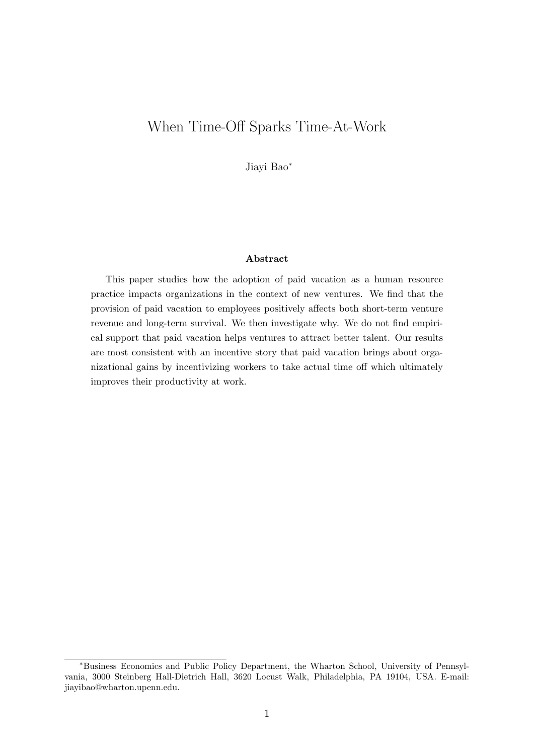# When Time-Off Sparks Time-At-Work

Jiayi Bao*

## Abstract

This paper studies how the adoption of paid vacation as a human resource practice impacts organizations in the context of new ventures. We find that the provision of paid vacation to employees positively affects both short-term venture revenue and long-term survival. We then investigate why. We do not find empirical support that paid vacation helps ventures to attract better talent. Our results are most consistent with an incentive story that paid vacation brings about organizational gains by incentivizing workers to take actual time off which ultimately improves their productivity at work.

---

*Business Economics and Public Policy Department, the Wharton School, University of Pennsylvania, 3000 Steinberg Hall-Dietrich Hall, 3620 Locust Walk, Philadelphia, PA 19104, USA. E-mail: jiayibao@wharton.upenn.edu.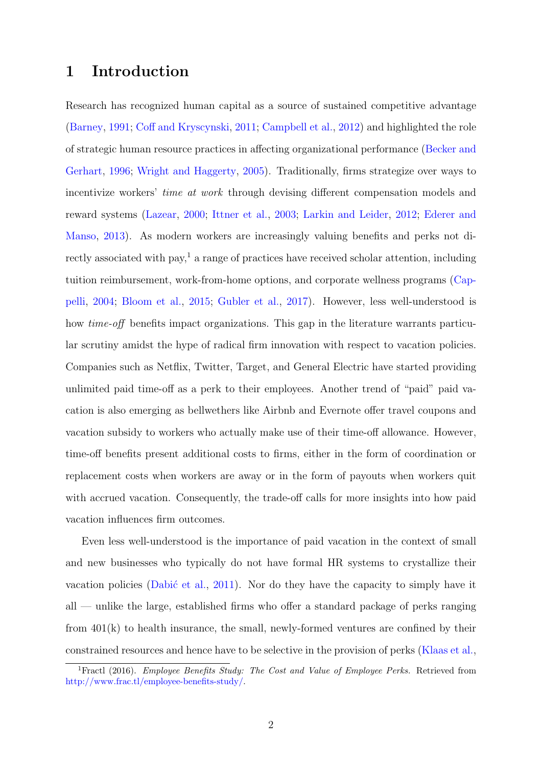# 1 Introduction

Research has recognized human capital as a source of sustained competitive advantage (Barney, 1991; Coff and Kryscynski, 2011; Campbell et al., 2012) and highlighted the role of strategic human resource practices in affecting organizational performance (Becker and Gerhart, 1996; Wright and Haggerty, 2005). Traditionally, firms strategize over ways to incentivize workers' *time at work* through devising different compensation models and reward systems (Lazear, 2000; Ittner et al., 2003; Larkin and Leider, 2012; Ederer and Manso, 2013). As modern workers are increasingly valuing benefits and perks not directly associated with pay,[1] a range of practices have received scholar attention, including tuition reimbursement, work-from-home options, and corporate wellness programs (Cappelli, 2004; Bloom et al., 2015; Gubler et al., 2017). However, less well-understood is how *time-off* benefits impact organizations. This gap in the literature warrants particular scrutiny amidst the hype of radical firm innovation with respect to vacation policies. Companies such as Netflix, Twitter, Target, and General Electric have started providing unlimited paid time-off as a perk to their employees. Another trend of "paid" paid vacation is also emerging as bellwethers like Airbnb and Evernote offer travel coupons and vacation subsidy to workers who actually make use of their time-off allowance. However, time-off benefits present additional costs to firms, either in the form of coordination or replacement costs when workers are away or in the form of payouts when workers quit with accrued vacation. Consequently, the trade-off calls for more insights into how paid vacation influences firm outcomes.

Even less well-understood is the importance of paid vacation in the context of small and new businesses who typically do not have formal HR systems to crystallize their vacation policies (Dabić et al., 2011). Nor do they have the capacity to simply have it all — unlike the large, established firms who offer a standard package of perks ranging from 401(k) to health insurance, the small, newly-formed ventures are confined by their constrained resources and hence have to be selective in the provision of perks (Klaas et al.,

[1] Fractl (2016). *Employee Benefits Study: The Cost and Value of Employee Perks.* Retrieved from http://www.frac.tl/employee-benefits-study/.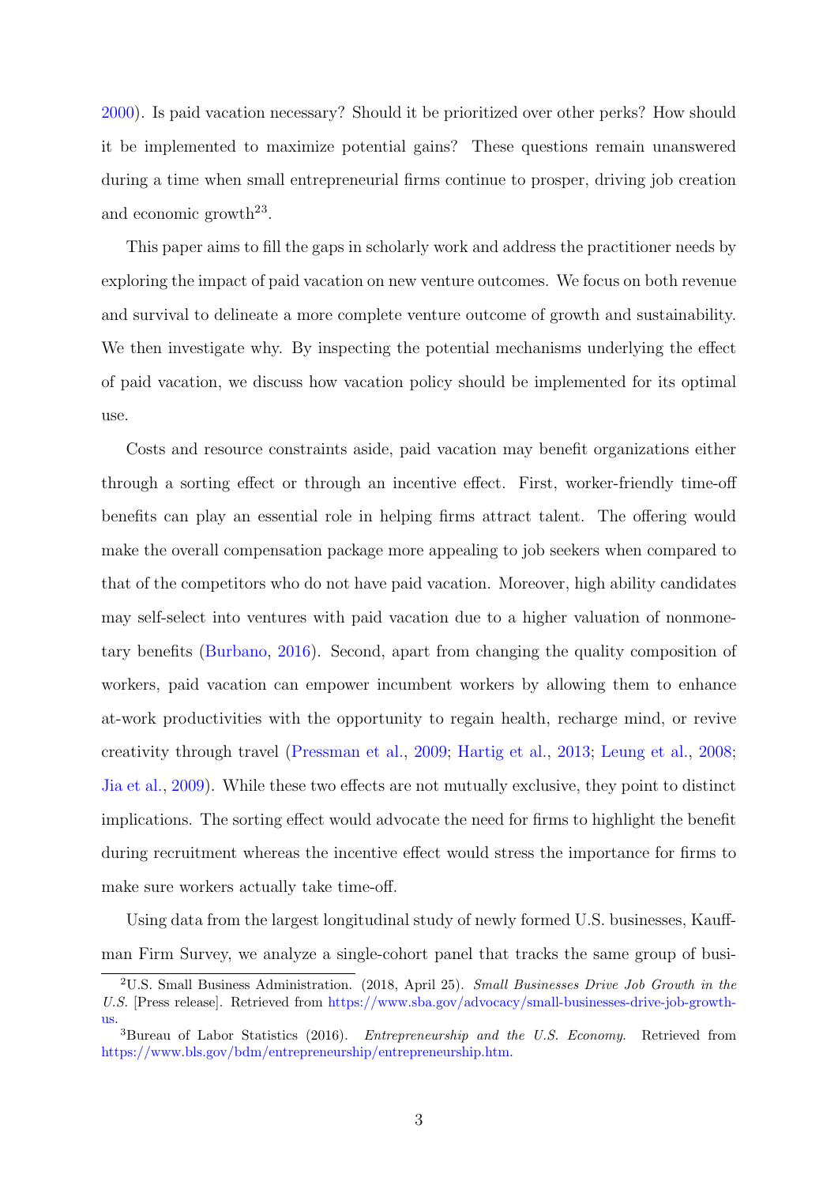2000). Is paid vacation necessary? Should it be prioritized over other perks? How should it be implemented to maximize potential gains? These questions remain unanswered during a time when small entrepreneurial firms continue to prosper, driving job creation and economic growth[2,3].

This paper aims to fill the gaps in scholarly work and address the practitioner needs by exploring the impact of paid vacation on new venture outcomes. We focus on both revenue and survival to delineate a more complete venture outcome of growth and sustainability. We then investigate why. By inspecting the potential mechanisms underlying the effect of paid vacation, we discuss how vacation policy should be implemented for its optimal use.

Costs and resource constraints aside, paid vacation may benefit organizations either through a sorting effect or through an incentive effect. First, worker-friendly time-off benefits can play an essential role in helping firms attract talent. The offering would make the overall compensation package more appealing to job seekers when compared to that of the competitors who do not have paid vacation. Moreover, high ability candidates may self-select into ventures with paid vacation due to a higher valuation of nonmonetary benefits (Burbano, 2016). Second, apart from changing the quality composition of workers, paid vacation can empower incumbent workers by allowing them to enhance at-work productivities with the opportunity to regain health, recharge mind, or revive creativity through travel (Pressman et al., 2009; Hartig et al., 2013; Leung et al., 2008; Jia et al., 2009). While these two effects are not mutually exclusive, they point to distinct implications. The sorting effect would advocate the need for firms to highlight the benefit during recruitment whereas the incentive effect would stress the importance for firms to make sure workers actually take time-off.

Using data from the largest longitudinal study of newly formed U.S. businesses, Kauffman Firm Survey, we analyze a single-cohort panel that tracks the same group of busi-

---

[2]U.S. Small Business Administration. (2018, April 25). *Small Businesses Drive Job Growth in the U.S.* [Press release]. Retrieved from https://www.sba.gov/advocacy/small-businesses-drive-job-growth-us.

[3]Bureau of Labor Statistics (2016). *Entrepreneurship and the U.S. Economy.* Retrieved from https://www.bls.gov/bdm/entrepreneurship/entrepreneurship.htm.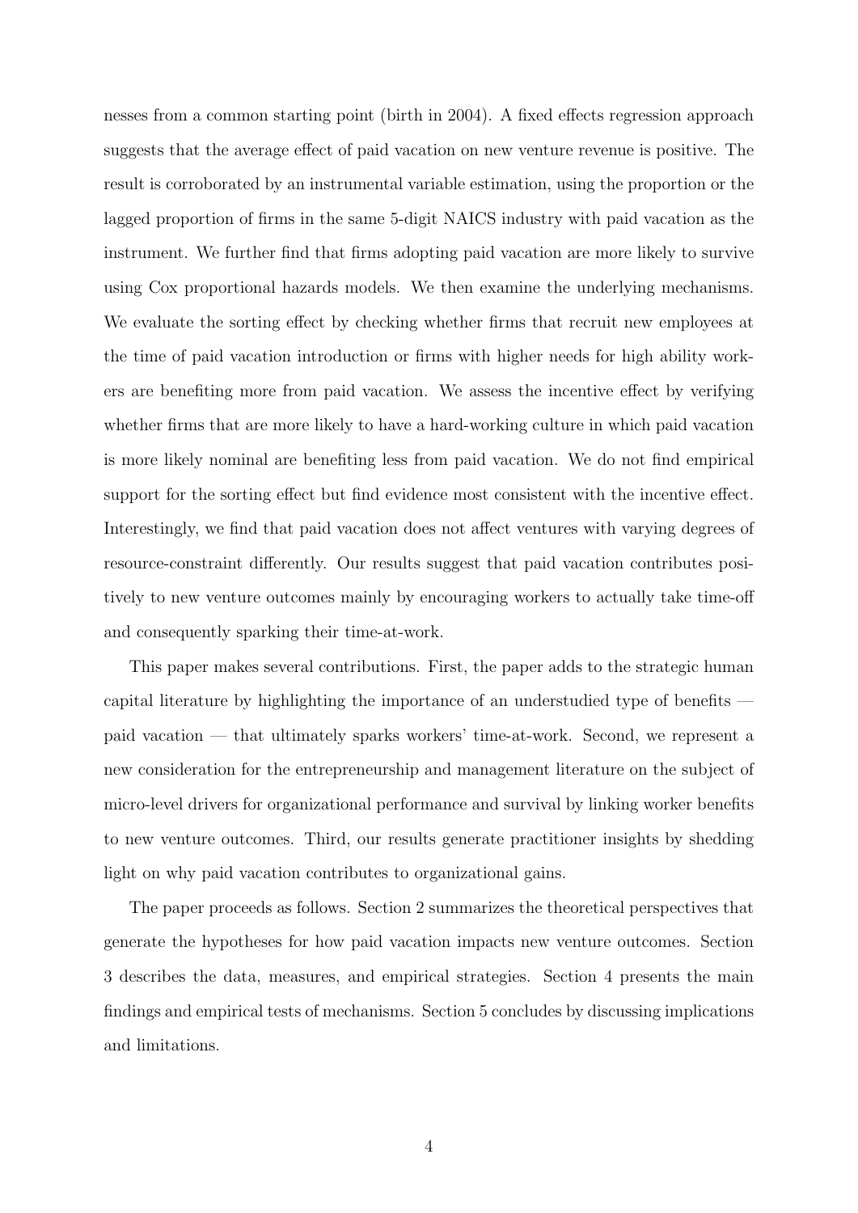nesses from a common starting point (birth in 2004). A fixed effects regression approach suggests that the average effect of paid vacation on new venture revenue is positive. The result is corroborated by an instrumental variable estimation, using the proportion or the lagged proportion of firms in the same 5-digit NAICS industry with paid vacation as the instrument. We further find that firms adopting paid vacation are more likely to survive using Cox proportional hazards models. We then examine the underlying mechanisms. We evaluate the sorting effect by checking whether firms that recruit new employees at the time of paid vacation introduction or firms with higher needs for high ability workers are benefiting more from paid vacation. We assess the incentive effect by verifying whether firms that are more likely to have a hard-working culture in which paid vacation is more likely nominal are benefiting less from paid vacation. We do not find empirical support for the sorting effect but find evidence most consistent with the incentive effect. Interestingly, we find that paid vacation does not affect ventures with varying degrees of resource-constraint differently. Our results suggest that paid vacation contributes positively to new venture outcomes mainly by encouraging workers to actually take time-off and consequently sparking their time-at-work.

This paper makes several contributions. First, the paper adds to the strategic human capital literature by highlighting the importance of an understudied type of benefits — paid vacation — that ultimately sparks workers' time-at-work. Second, we represent a new consideration for the entrepreneurship and management literature on the subject of micro-level drivers for organizational performance and survival by linking worker benefits to new venture outcomes. Third, our results generate practitioner insights by shedding light on why paid vacation contributes to organizational gains.

The paper proceeds as follows. Section 2 summarizes the theoretical perspectives that generate the hypotheses for how paid vacation impacts new venture outcomes. Section 3 describes the data, measures, and empirical strategies. Section 4 presents the main findings and empirical tests of mechanisms. Section 5 concludes by discussing implications and limitations.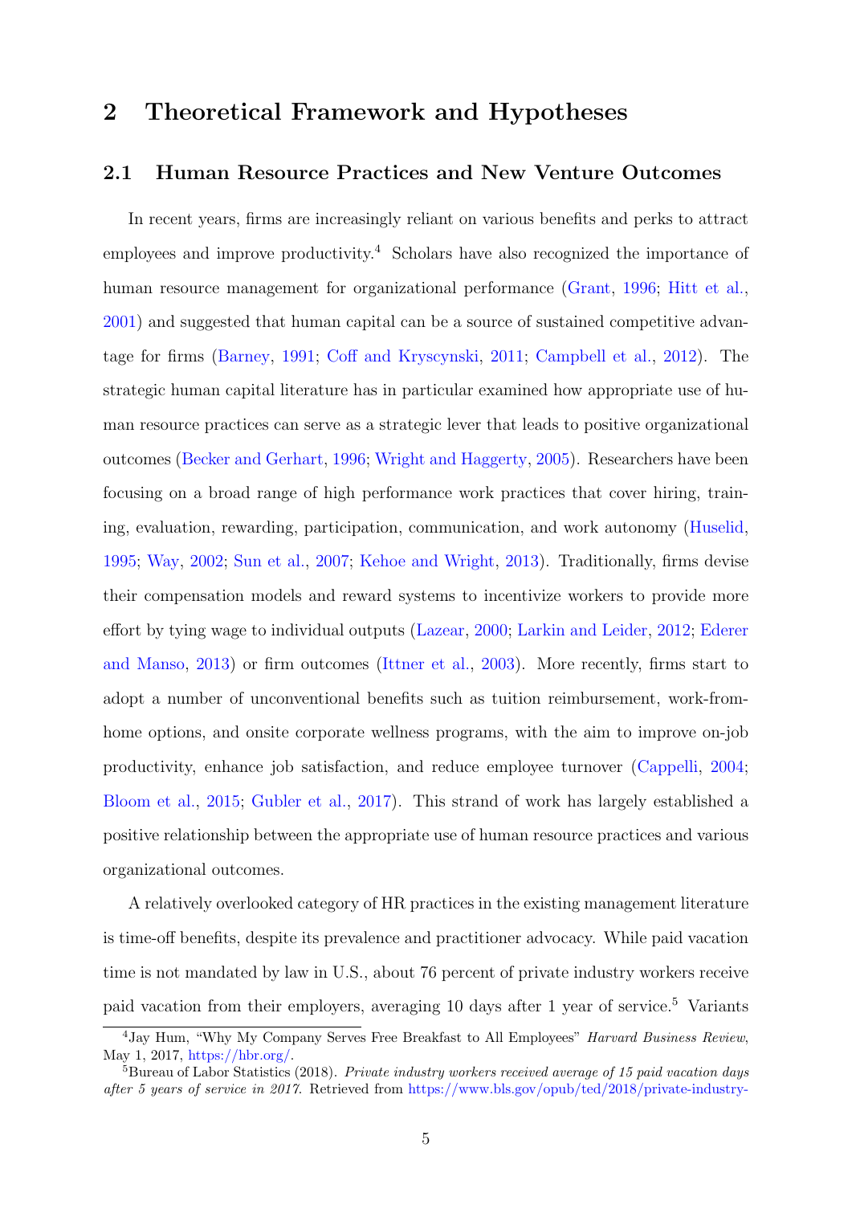## 2 Theoretical Framework and Hypotheses

### 2.1 Human Resource Practices and New Venture Outcomes

In recent years, firms are increasingly reliant on various benefits and perks to attract employees and improve productivity.[4] Scholars have also recognized the importance of human resource management for organizational performance (Grant, 1996; Hitt et al., 2001) and suggested that human capital can be a source of sustained competitive advantage for firms (Barney, 1991; Coff and Kryscynski, 2011; Campbell et al., 2012). The strategic human capital literature has in particular examined how appropriate use of human resource practices can serve as a strategic lever that leads to positive organizational outcomes (Becker and Gerhart, 1996; Wright and Haggerty, 2005). Researchers have been focusing on a broad range of high performance work practices that cover hiring, training, evaluation, rewarding, participation, communication, and work autonomy (Huselid, 1995; Way, 2002; Sun et al., 2007; Kehoe and Wright, 2013). Traditionally, firms devise their compensation models and reward systems to incentivize workers to provide more effort by tying wage to individual outputs (Lazear, 2000; Larkin and Leider, 2012; Ederer and Manso, 2013) or firm outcomes (Ittner et al., 2003). More recently, firms start to adopt a number of unconventional benefits such as tuition reimbursement, work-from-home options, and onsite corporate wellness programs, with the aim to improve on-job productivity, enhance job satisfaction, and reduce employee turnover (Cappelli, 2004; Bloom et al., 2015; Gubler et al., 2017). This strand of work has largely established a positive relationship between the appropriate use of human resource practices and various organizational outcomes.

A relatively overlooked category of HR practices in the existing management literature is time-off benefits, despite its prevalence and practitioner advocacy. While paid vacation time is not mandated by law in U.S., about 76 percent of private industry workers receive paid vacation from their employers, averaging 10 days after 1 year of service.[5] Variants

---

[4] Jay Hum, "Why My Company Serves Free Breakfast to All Employees" *Harvard Business Review*, May 1, 2017, https://hbr.org/.

[5] Bureau of Labor Statistics (2018). *Private industry workers received average of 15 paid vacation days after 5 years of service in 2017.* Retrieved from https://www.bls.gov/opub/ted/2018/private-industry-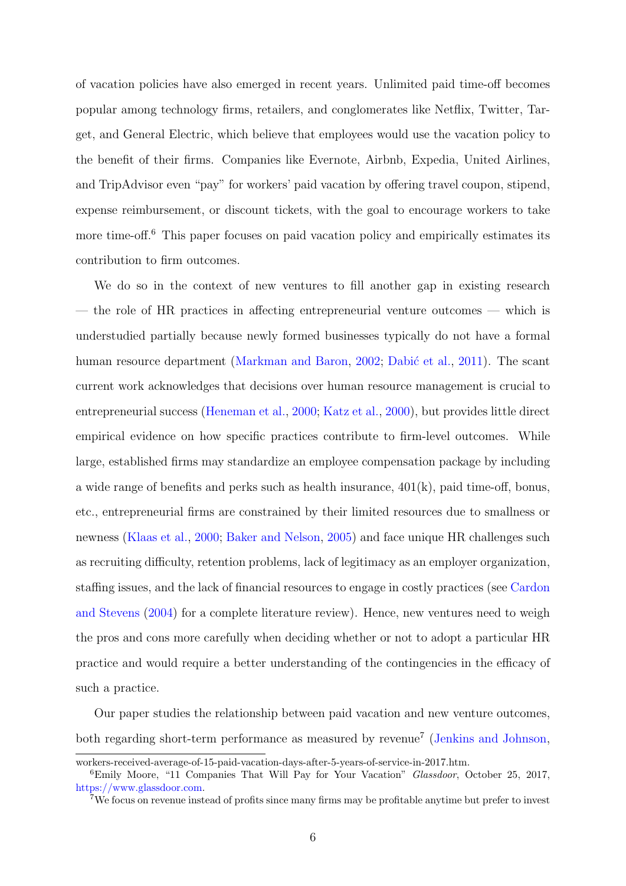of vacation policies have also emerged in recent years. Unlimited paid time-off becomes popular among technology firms, retailers, and conglomerates like Netflix, Twitter, Target, and General Electric, which believe that employees would use the vacation policy to the benefit of their firms. Companies like Evernote, Airbnb, Expedia, United Airlines, and TripAdvisor even "pay" for workers' paid vacation by offering travel coupon, stipend, expense reimbursement, or discount tickets, with the goal to encourage workers to take more time-off.[6] This paper focuses on paid vacation policy and empirically estimates its contribution to firm outcomes.

We do so in the context of new ventures to fill another gap in existing research — the role of HR practices in affecting entrepreneurial venture outcomes — which is understudied partially because newly formed businesses typically do not have a formal human resource department (Markman and Baron, 2002; Dabić et al., 2011). The scant current work acknowledges that decisions over human resource management is crucial to entrepreneurial success (Heneman et al., 2000; Katz et al., 2000), but provides little direct empirical evidence on how specific practices contribute to firm-level outcomes. While large, established firms may standardize an employee compensation package by including a wide range of benefits and perks such as health insurance, 401(k), paid time-off, bonus, etc., entrepreneurial firms are constrained by their limited resources due to smallness or newness (Klaas et al., 2000; Baker and Nelson, 2005) and face unique HR challenges such as recruiting difficulty, retention problems, lack of legitimacy as an employer organization, staffing issues, and the lack of financial resources to engage in costly practices (see Cardon and Stevens (2004) for a complete literature review). Hence, new ventures need to weigh the pros and cons more carefully when deciding whether or not to adopt a particular HR practice and would require a better understanding of the contingencies in the efficacy of such a practice.

Our paper studies the relationship between paid vacation and new venture outcomes, both regarding short-term performance as measured by revenue[7] (Jenkins and Johnson,

workers-received-average-of-15-paid-vacation-days-after-5-years-of-service-in-2017.htm.

[6] Emily Moore, "11 Companies That Will Pay for Your Vacation" *Glassdoor*, October 25, 2017, https://www.glassdoor.com.

[7] We focus on revenue instead of profits since many firms may be profitable anytime but prefer to invest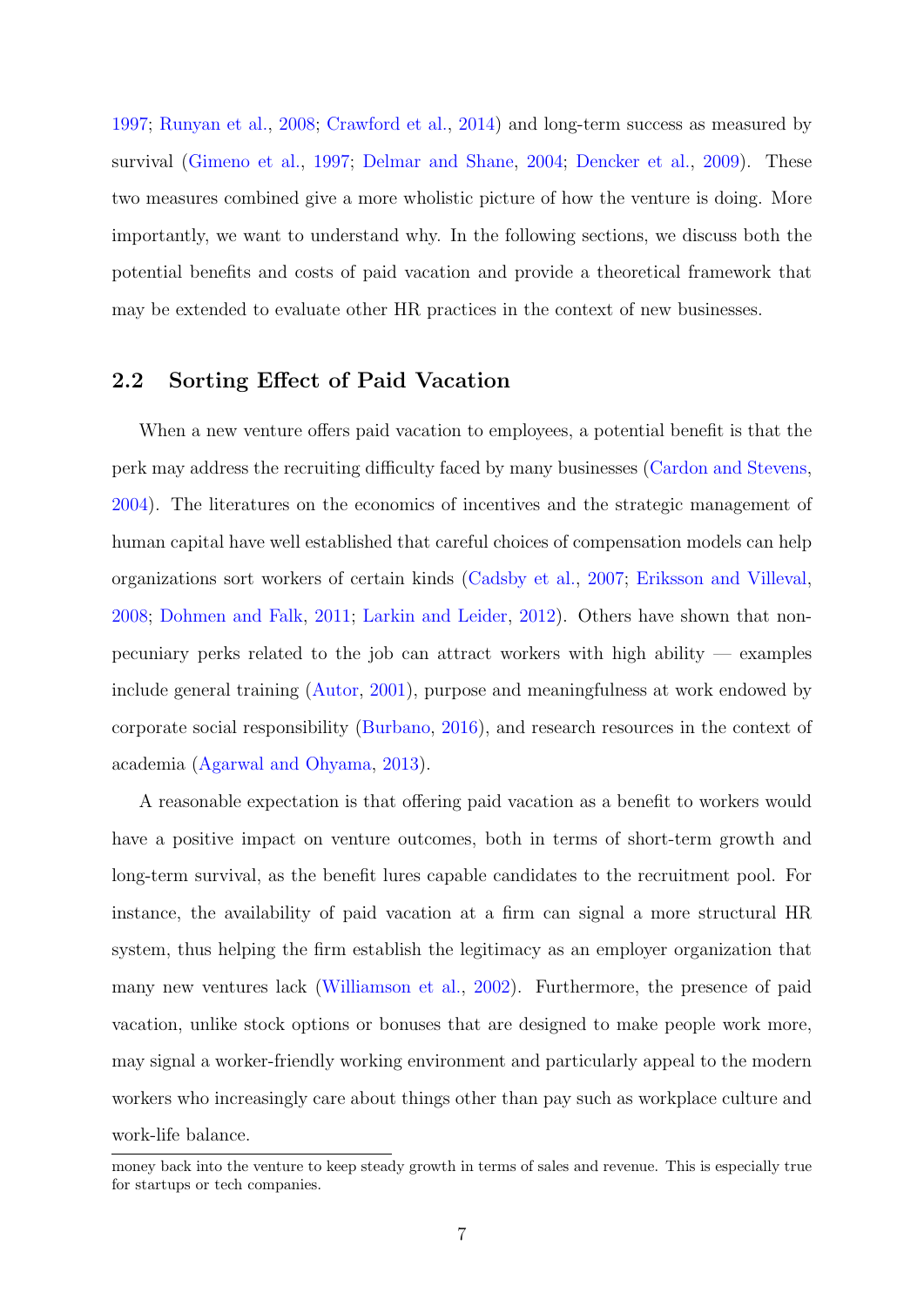1997; Runyan et al., 2008; Crawford et al., 2014) and long-term success as measured by survival (Gimeno et al., 1997; Delmar and Shane, 2004; Dencker et al., 2009). These two measures combined give a more wholistic picture of how the venture is doing. More importantly, we want to understand why. In the following sections, we discuss both the potential benefits and costs of paid vacation and provide a theoretical framework that may be extended to evaluate other HR practices in the context of new businesses.

## 2.2 Sorting Effect of Paid Vacation

When a new venture offers paid vacation to employees, a potential benefit is that the perk may address the recruiting difficulty faced by many businesses (Cardon and Stevens, 2004). The literatures on the economics of incentives and the strategic management of human capital have well established that careful choices of compensation models can help organizations sort workers of certain kinds (Cadsby et al., 2007; Eriksson and Villeval, 2008; Dohmen and Falk, 2011; Larkin and Leider, 2012). Others have shown that non-pecuniary perks related to the job can attract workers with high ability — examples include general training (Autor, 2001), purpose and meaningfulness at work endowed by corporate social responsibility (Burbano, 2016), and research resources in the context of academia (Agarwal and Ohyama, 2013).

A reasonable expectation is that offering paid vacation as a benefit to workers would have a positive impact on venture outcomes, both in terms of short-term growth and long-term survival, as the benefit lures capable candidates to the recruitment pool. For instance, the availability of paid vacation at a firm can signal a more structural HR system, thus helping the firm establish the legitimacy as an employer organization that many new ventures lack (Williamson et al., 2002). Furthermore, the presence of paid vacation, unlike stock options or bonuses that are designed to make people work more, may signal a worker-friendly working environment and particularly appeal to the modern workers who increasingly care about things other than pay such as workplace culture and work-life balance.

money back into the venture to keep steady growth in terms of sales and revenue. This is especially true for startups or tech companies.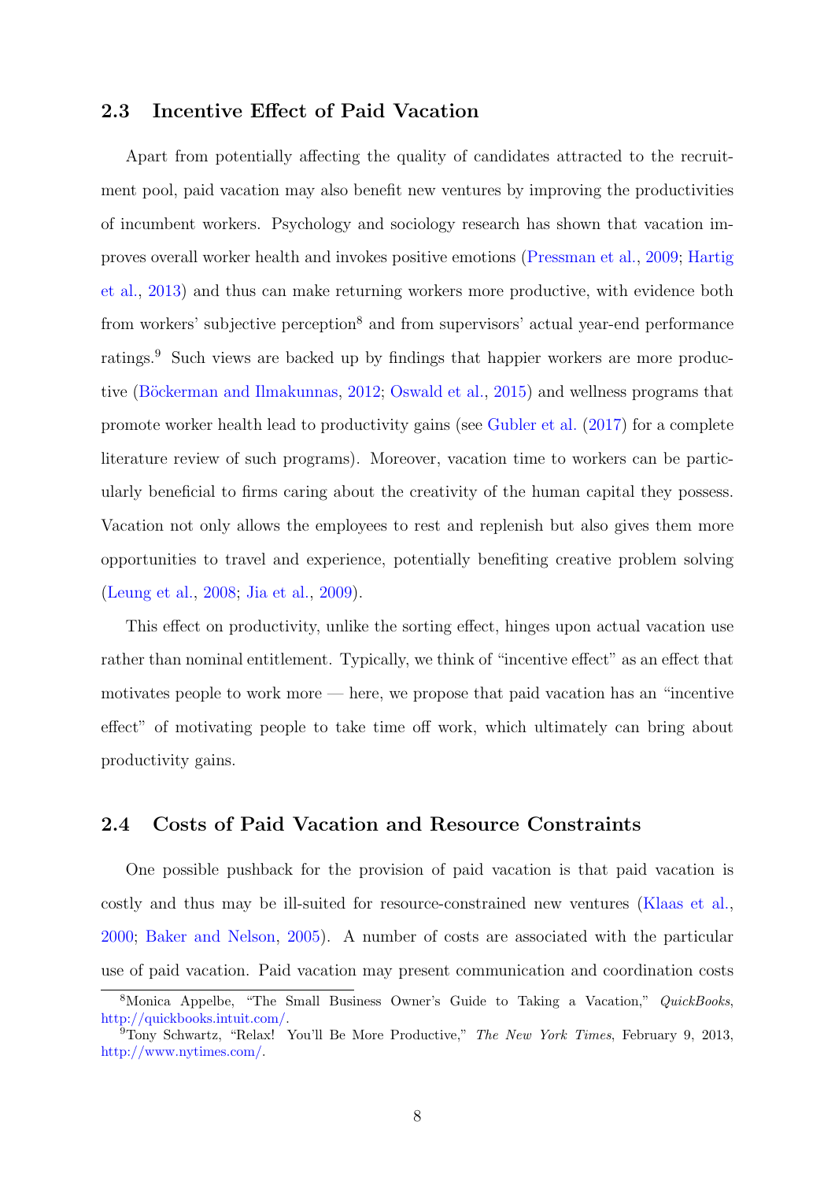## 2.3 Incentive Effect of Paid Vacation

Apart from potentially affecting the quality of candidates attracted to the recruitment pool, paid vacation may also benefit new ventures by improving the productivities of incumbent workers. Psychology and sociology research has shown that vacation improves overall worker health and invokes positive emotions (Pressman et al., 2009; Hartig et al., 2013) and thus can make returning workers more productive, with evidence both from workers' subjective perception[8] and from supervisors' actual year-end performance ratings.[9] Such views are backed up by findings that happier workers are more productive (Böckerman and Ilmakunnas, 2012; Oswald et al., 2015) and wellness programs that promote worker health lead to productivity gains (see Gubler et al. (2017) for a complete literature review of such programs). Moreover, vacation time to workers can be particularly beneficial to firms caring about the creativity of the human capital they possess. Vacation not only allows the employees to rest and replenish but also gives them more opportunities to travel and experience, potentially benefiting creative problem solving (Leung et al., 2008; Jia et al., 2009).

This effect on productivity, unlike the sorting effect, hinges upon actual vacation use rather than nominal entitlement. Typically, we think of "incentive effect" as an effect that motivates people to work more — here, we propose that paid vacation has an "incentive effect" of motivating people to take time off work, which ultimately can bring about productivity gains.

## 2.4 Costs of Paid Vacation and Resource Constraints

One possible pushback for the provision of paid vacation is that paid vacation is costly and thus may be ill-suited for resource-constrained new ventures (Klaas et al., 2000; Baker and Nelson, 2005). A number of costs are associated with the particular use of paid vacation. Paid vacation may present communication and coordination costs

[8] Monica Appelbe, "The Small Business Owner's Guide to Taking a Vacation," *QuickBooks*, http://quickbooks.intuit.com/.

[9] Tony Schwartz, "Relax! You'll Be More Productive," *The New York Times*, February 9, 2013, http://www.nytimes.com/.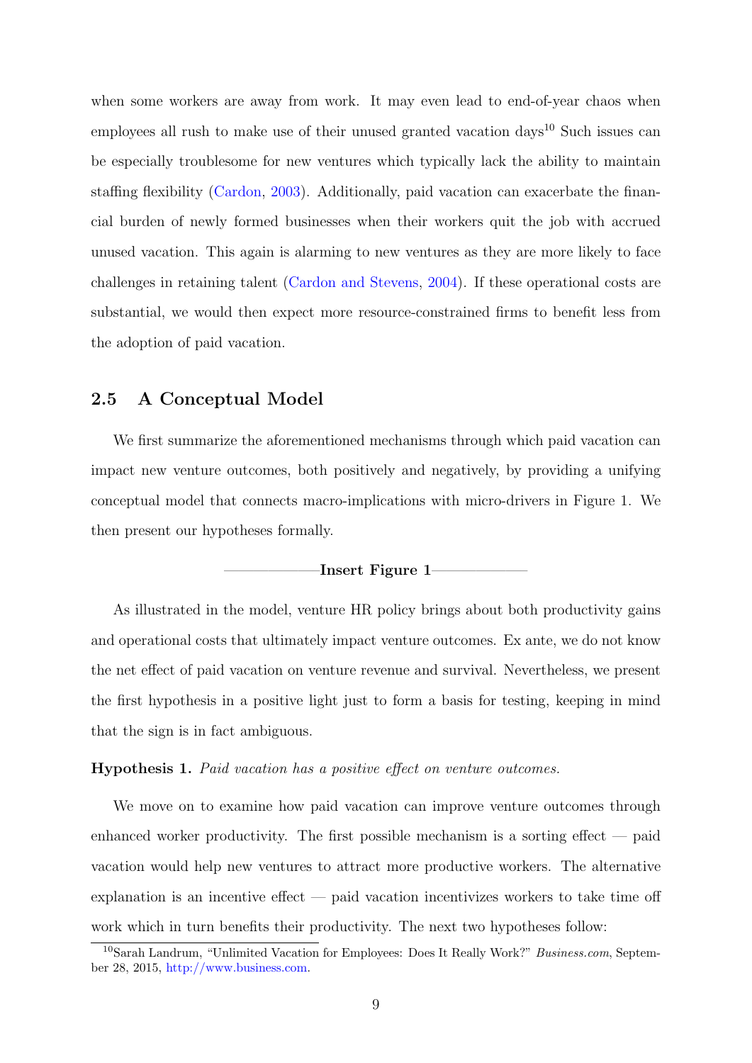when some workers are away from work. It may even lead to end-of-year chaos when employees all rush to make use of their unused granted vacation days[10] Such issues can be especially troublesome for new ventures which typically lack the ability to maintain staffing flexibility (Cardon, 2003). Additionally, paid vacation can exacerbate the financial burden of newly formed businesses when their workers quit the job with accrued unused vacation. This again is alarming to new ventures as they are more likely to face challenges in retaining talent (Cardon and Stevens, 2004). If these operational costs are substantial, we would then expect more resource-constrained firms to benefit less from the adoption of paid vacation.

## 2.5 A Conceptual Model

We first summarize the aforementioned mechanisms through which paid vacation can impact new venture outcomes, both positively and negatively, by providing a unifying conceptual model that connects macro-implications with micro-drivers in Figure 1. We then present our hypotheses formally.

——————**Insert Figure 1**——————

As illustrated in the model, venture HR policy brings about both productivity gains and operational costs that ultimately impact venture outcomes. Ex ante, we do not know the net effect of paid vacation on venture revenue and survival. Nevertheless, we present the first hypothesis in a positive light just to form a basis for testing, keeping in mind that the sign is in fact ambiguous.

**Hypothesis 1.** *Paid vacation has a positive effect on venture outcomes.*

We move on to examine how paid vacation can improve venture outcomes through enhanced worker productivity. The first possible mechanism is a sorting effect — paid vacation would help new ventures to attract more productive workers. The alternative explanation is an incentive effect — paid vacation incentivizes workers to take time off work which in turn benefits their productivity. The next two hypotheses follow:

[10] Sarah Landrum, "Unlimited Vacation for Employees: Does It Really Work?" *Business.com*, September 28, 2015, http://www.business.com.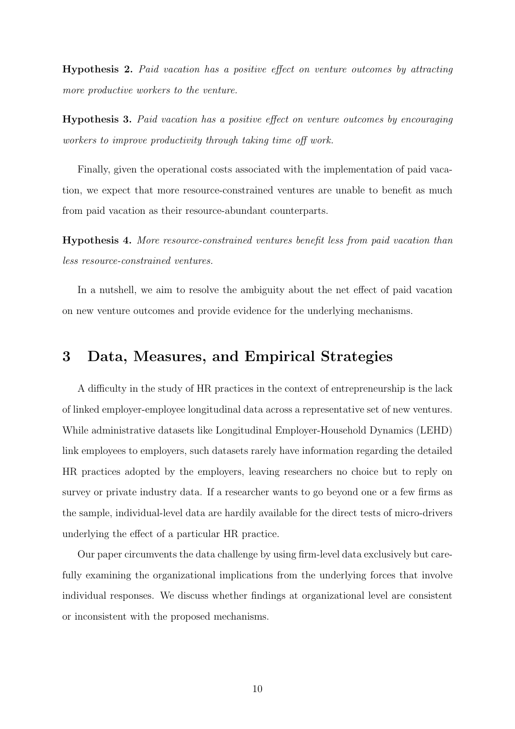**Hypothesis 2.** *Paid vacation has a positive effect on venture outcomes by attracting more productive workers to the venture.*

**Hypothesis 3.** *Paid vacation has a positive effect on venture outcomes by encouraging workers to improve productivity through taking time off work.*

Finally, given the operational costs associated with the implementation of paid vacation, we expect that more resource-constrained ventures are unable to benefit as much from paid vacation as their resource-abundant counterparts.

**Hypothesis 4.** *More resource-constrained ventures benefit less from paid vacation than less resource-constrained ventures.*

In a nutshell, we aim to resolve the ambiguity about the net effect of paid vacation on new venture outcomes and provide evidence for the underlying mechanisms.

## 3 Data, Measures, and Empirical Strategies

A difficulty in the study of HR practices in the context of entrepreneurship is the lack of linked employer-employee longitudinal data across a representative set of new ventures. While administrative datasets like Longitudinal Employer-Household Dynamics (LEHD) link employees to employers, such datasets rarely have information regarding the detailed HR practices adopted by the employers, leaving researchers no choice but to reply on survey or private industry data. If a researcher wants to go beyond one or a few firms as the sample, individual-level data are hardily available for the direct tests of micro-drivers underlying the effect of a particular HR practice.

Our paper circumvents the data challenge by using firm-level data exclusively but carefully examining the organizational implications from the underlying forces that involve individual responses. We discuss whether findings at organizational level are consistent or inconsistent with the proposed mechanisms.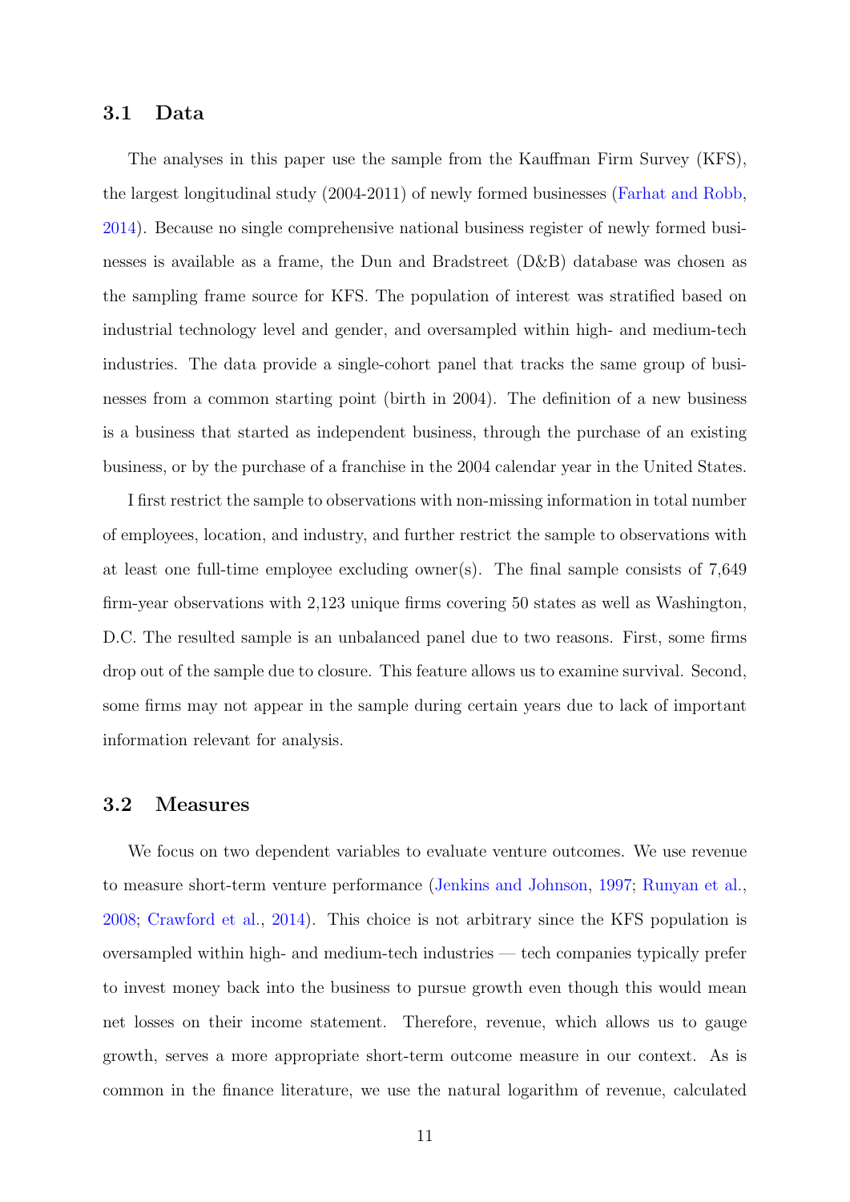### 3.1 Data

The analyses in this paper use the sample from the Kauffman Firm Survey (KFS), the largest longitudinal study (2004-2011) of newly formed businesses (Farhat and Robb, 2014). Because no single comprehensive national business register of newly formed businesses is available as a frame, the Dun and Bradstreet (D&B) database was chosen as the sampling frame source for KFS. The population of interest was stratified based on industrial technology level and gender, and oversampled within high- and medium-tech industries. The data provide a single-cohort panel that tracks the same group of businesses from a common starting point (birth in 2004). The definition of a new business is a business that started as independent business, through the purchase of an existing business, or by the purchase of a franchise in the 2004 calendar year in the United States.

I first restrict the sample to observations with non-missing information in total number of employees, location, and industry, and further restrict the sample to observations with at least one full-time employee excluding owner(s). The final sample consists of 7,649 firm-year observations with 2,123 unique firms covering 50 states as well as Washington, D.C. The resulted sample is an unbalanced panel due to two reasons. First, some firms drop out of the sample due to closure. This feature allows us to examine survival. Second, some firms may not appear in the sample during certain years due to lack of important information relevant for analysis.

### 3.2 Measures

We focus on two dependent variables to evaluate venture outcomes. We use revenue to measure short-term venture performance (Jenkins and Johnson, 1997; Runyan et al., 2008; Crawford et al., 2014). This choice is not arbitrary since the KFS population is oversampled within high- and medium-tech industries — tech companies typically prefer to invest money back into the business to pursue growth even though this would mean net losses on their income statement. Therefore, revenue, which allows us to gauge growth, serves a more appropriate short-term outcome measure in our context. As is common in the finance literature, we use the natural logarithm of revenue, calculated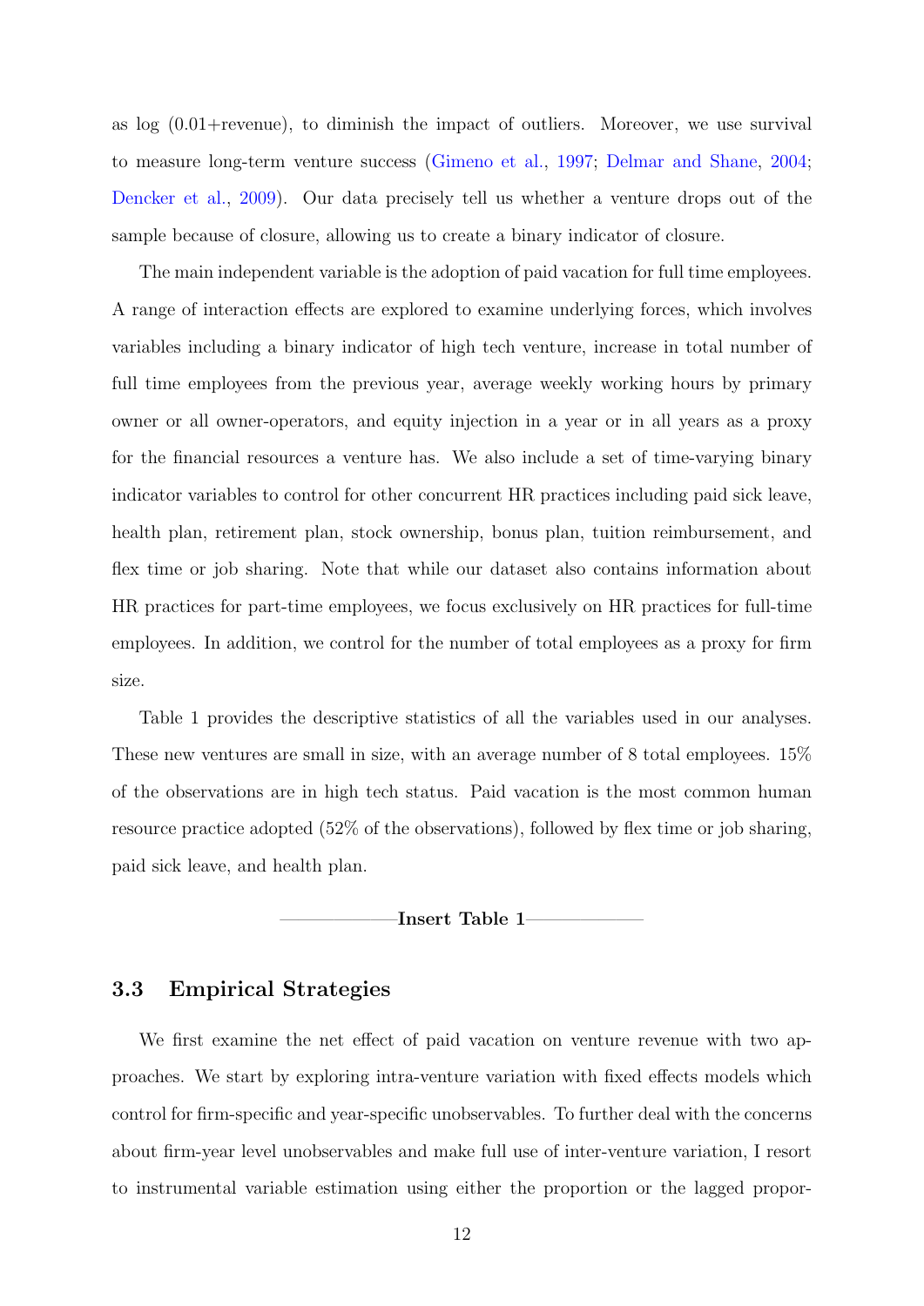as log (0.01+revenue), to diminish the impact of outliers. Moreover, we use survival to measure long-term venture success (Gimeno et al., 1997; Delmar and Shane, 2004; Dencker et al., 2009). Our data precisely tell us whether a venture drops out of the sample because of closure, allowing us to create a binary indicator of closure.

The main independent variable is the adoption of paid vacation for full time employees. A range of interaction effects are explored to examine underlying forces, which involves variables including a binary indicator of high tech venture, increase in total number of full time employees from the previous year, average weekly working hours by primary owner or all owner-operators, and equity injection in a year or in all years as a proxy for the financial resources a venture has. We also include a set of time-varying binary indicator variables to control for other concurrent HR practices including paid sick leave, health plan, retirement plan, stock ownership, bonus plan, tuition reimbursement, and flex time or job sharing. Note that while our dataset also contains information about HR practices for part-time employees, we focus exclusively on HR practices for full-time employees. In addition, we control for the number of total employees as a proxy for firm size.

Table 1 provides the descriptive statistics of all the variables used in our analyses. These new ventures are small in size, with an average number of 8 total employees. 15% of the observations are in high tech status. Paid vacation is the most common human resource practice adopted (52% of the observations), followed by flex time or job sharing, paid sick leave, and health plan.

——————**Insert Table 1**——————

### 3.3 Empirical Strategies

We first examine the net effect of paid vacation on venture revenue with two approaches. We start by exploring intra-venture variation with fixed effects models which control for firm-specific and year-specific unobservables. To further deal with the concerns about firm-year level unobservables and make full use of inter-venture variation, I resort to instrumental variable estimation using either the proportion or the lagged propor-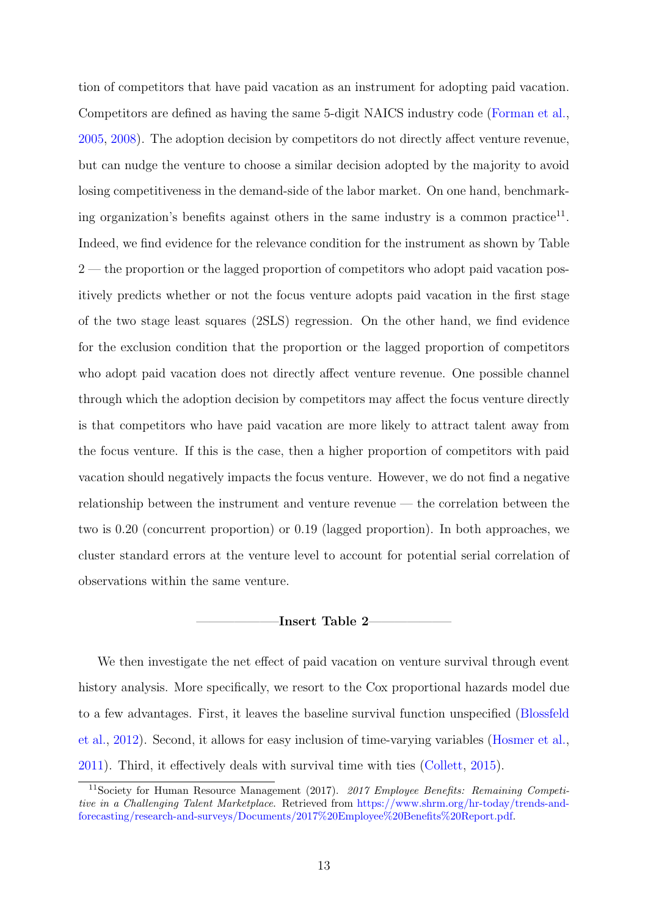tion of competitors that have paid vacation as an instrument for adopting paid vacation. Competitors are defined as having the same 5-digit NAICS industry code (Forman et al., 2005, 2008). The adoption decision by competitors do not directly affect venture revenue, but can nudge the venture to choose a similar decision adopted by the majority to avoid losing competitiveness in the demand-side of the labor market. On one hand, benchmarking organization's benefits against others in the same industry is a common practice[11]. Indeed, we find evidence for the relevance condition for the instrument as shown by Table 2 — the proportion or the lagged proportion of competitors who adopt paid vacation positively predicts whether or not the focus venture adopts paid vacation in the first stage of the two stage least squares (2SLS) regression. On the other hand, we find evidence for the exclusion condition that the proportion or the lagged proportion of competitors who adopt paid vacation does not directly affect venture revenue. One possible channel through which the adoption decision by competitors may affect the focus venture directly is that competitors who have paid vacation are more likely to attract talent away from the focus venture. If this is the case, then a higher proportion of competitors with paid vacation should negatively impacts the focus venture. However, we do not find a negative relationship between the instrument and venture revenue — the correlation between the two is 0.20 (concurrent proportion) or 0.19 (lagged proportion). In both approaches, we cluster standard errors at the venture level to account for potential serial correlation of observations within the same venture.

——————**Insert Table 2**——————

We then investigate the net effect of paid vacation on venture survival through event history analysis. More specifically, we resort to the Cox proportional hazards model due to a few advantages. First, it leaves the baseline survival function unspecified (Blossfeld et al., 2012). Second, it allows for easy inclusion of time-varying variables (Hosmer et al., 2011). Third, it effectively deals with survival time with ties (Collett, 2015).

[11] Society for Human Resource Management (2017). *2017 Employee Benefits: Remaining Competitive in a Challenging Talent Marketplace*. Retrieved from https://www.shrm.org/hr-today/trends-and-forecasting/research-and-surveys/Documents/2017%20Employee%20Benefits%20Report.pdf.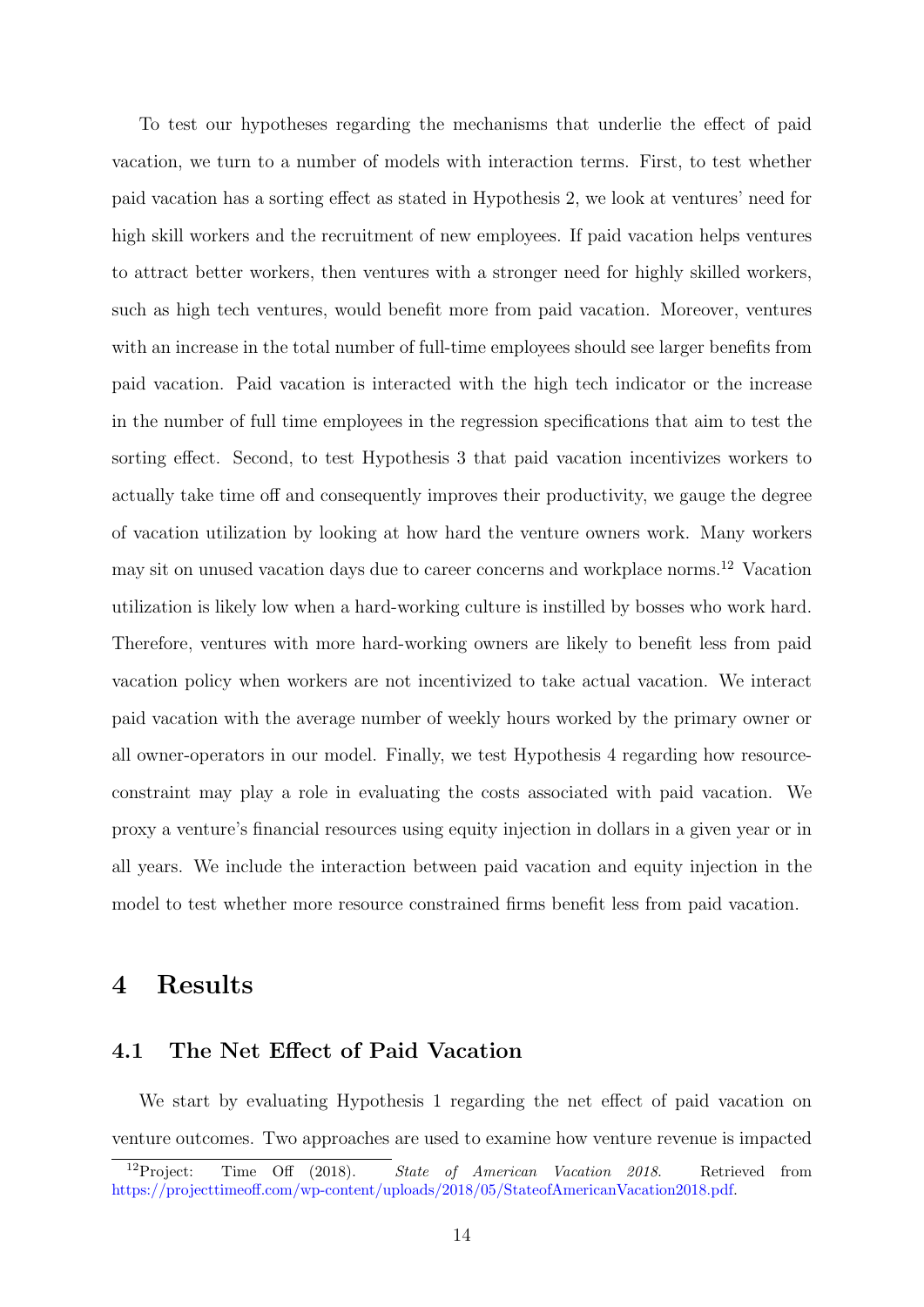To test our hypotheses regarding the mechanisms that underlie the effect of paid vacation, we turn to a number of models with interaction terms. First, to test whether paid vacation has a sorting effect as stated in Hypothesis 2, we look at ventures' need for high skill workers and the recruitment of new employees. If paid vacation helps ventures to attract better workers, then ventures with a stronger need for highly skilled workers, such as high tech ventures, would benefit more from paid vacation. Moreover, ventures with an increase in the total number of full-time employees should see larger benefits from paid vacation. Paid vacation is interacted with the high tech indicator or the increase in the number of full time employees in the regression specifications that aim to test the sorting effect. Second, to test Hypothesis 3 that paid vacation incentivizes workers to actually take time off and consequently improves their productivity, we gauge the degree of vacation utilization by looking at how hard the venture owners work. Many workers may sit on unused vacation days due to career concerns and workplace norms.[12] Vacation utilization is likely low when a hard-working culture is instilled by bosses who work hard. Therefore, ventures with more hard-working owners are likely to benefit less from paid vacation policy when workers are not incentivized to take actual vacation. We interact paid vacation with the average number of weekly hours worked by the primary owner or all owner-operators in our model. Finally, we test Hypothesis 4 regarding how resource-constraint may play a role in evaluating the costs associated with paid vacation. We proxy a venture's financial resources using equity injection in dollars in a given year or in all years. We include the interaction between paid vacation and equity injection in the model to test whether more resource constrained firms benefit less from paid vacation.

# 4 Results

## 4.1 The Net Effect of Paid Vacation

We start by evaluating Hypothesis 1 regarding the net effect of paid vacation on venture outcomes. Two approaches are used to examine how venture revenue is impacted

[12] Project: Time Off (2018). *State of American Vacation 2018*. Retrieved from https://projecttimeoff.com/wp-content/uploads/2018/05/StateofAmericanVacation2018.pdf.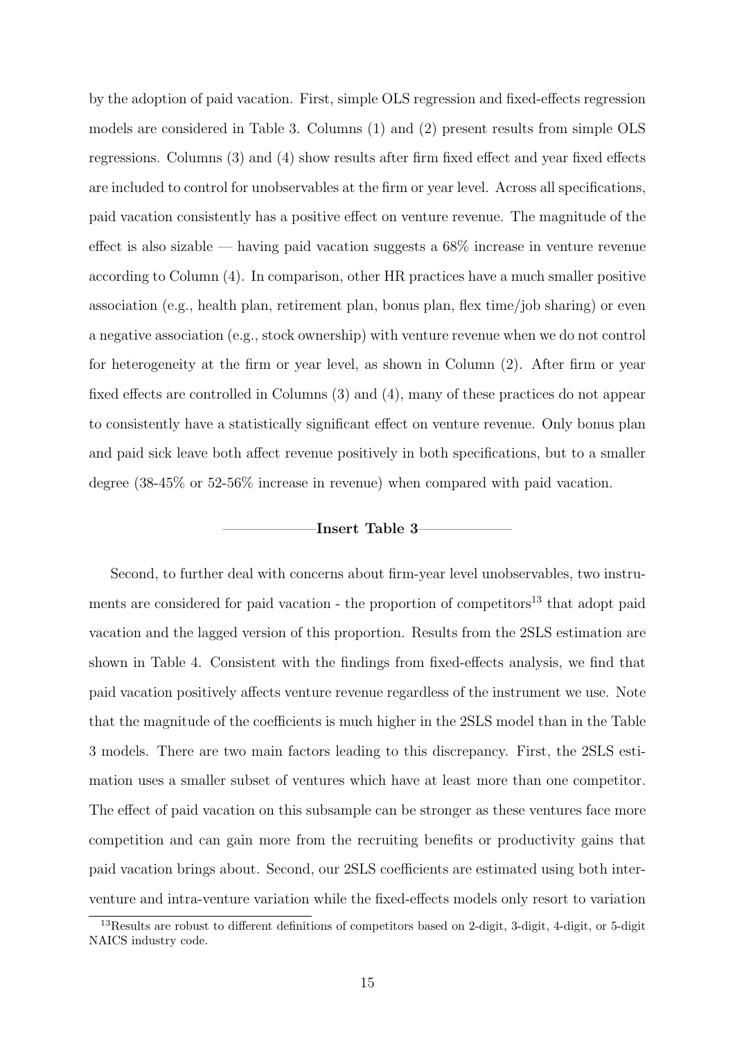by the adoption of paid vacation. First, simple OLS regression and fixed-effects regression models are considered in Table 3. Columns (1) and (2) present results from simple OLS regressions. Columns (3) and (4) show results after firm fixed effect and year fixed effects are included to control for unobservables at the firm or year level. Across all specifications, paid vacation consistently has a positive effect on venture revenue. The magnitude of the effect is also sizable — having paid vacation suggests a 68% increase in venture revenue according to Column (4). In comparison, other HR practices have a much smaller positive association (e.g., health plan, retirement plan, bonus plan, flex time/job sharing) or even a negative association (e.g., stock ownership) with venture revenue when we do not control for heterogeneity at the firm or year level, as shown in Column (2). After firm or year fixed effects are controlled in Columns (3) and (4), many of these practices do not appear to consistently have a statistically significant effect on venture revenue. Only bonus plan and paid sick leave both affect revenue positively in both specifications, but to a smaller degree (38-45% or 52-56% increase in revenue) when compared with paid vacation.

————————**Insert Table 3**————————

Second, to further deal with concerns about firm-year level unobservables, two instruments are considered for paid vacation - the proportion of competitors[13] that adopt paid vacation and the lagged version of this proportion. Results from the 2SLS estimation are shown in Table 4. Consistent with the findings from fixed-effects analysis, we find that paid vacation positively affects venture revenue regardless of the instrument we use. Note that the magnitude of the coefficients is much higher in the 2SLS model than in the Table 3 models. There are two main factors leading to this discrepancy. First, the 2SLS estimation uses a smaller subset of ventures which have at least more than one competitor. The effect of paid vacation on this subsample can be stronger as these ventures face more competition and can gain more from the recruiting benefits or productivity gains that paid vacation brings about. Second, our 2SLS coefficients are estimated using both inter-venture and intra-venture variation while the fixed-effects models only resort to variation

[13] Results are robust to different definitions of competitors based on 2-digit, 3-digit, 4-digit, or 5-digit NAICS industry code.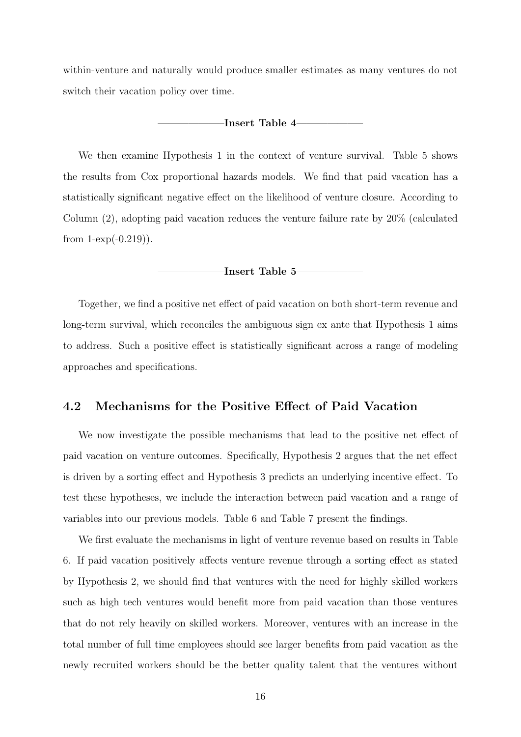within-venture and naturally would produce smaller estimates as many ventures do not switch their vacation policy over time.

——————**Insert Table 4**——————

We then examine Hypothesis 1 in the context of venture survival. Table 5 shows the results from Cox proportional hazards models. We find that paid vacation has a statistically significant negative effect on the likelihood of venture closure. According to Column (2), adopting paid vacation reduces the venture failure rate by 20% (calculated from 1-exp(-0.219)).

——————**Insert Table 5**——————

Together, we find a positive net effect of paid vacation on both short-term revenue and long-term survival, which reconciles the ambiguous sign ex ante that Hypothesis 1 aims to address. Such a positive effect is statistically significant across a range of modeling approaches and specifications.

## 4.2 Mechanisms for the Positive Effect of Paid Vacation

We now investigate the possible mechanisms that lead to the positive net effect of paid vacation on venture outcomes. Specifically, Hypothesis 2 argues that the net effect is driven by a sorting effect and Hypothesis 3 predicts an underlying incentive effect. To test these hypotheses, we include the interaction between paid vacation and a range of variables into our previous models. Table 6 and Table 7 present the findings.

We first evaluate the mechanisms in light of venture revenue based on results in Table 6. If paid vacation positively affects venture revenue through a sorting effect as stated by Hypothesis 2, we should find that ventures with the need for highly skilled workers such as high tech ventures would benefit more from paid vacation than those ventures that do not rely heavily on skilled workers. Moreover, ventures with an increase in the total number of full time employees should see larger benefits from paid vacation as the newly recruited workers should be the better quality talent that the ventures without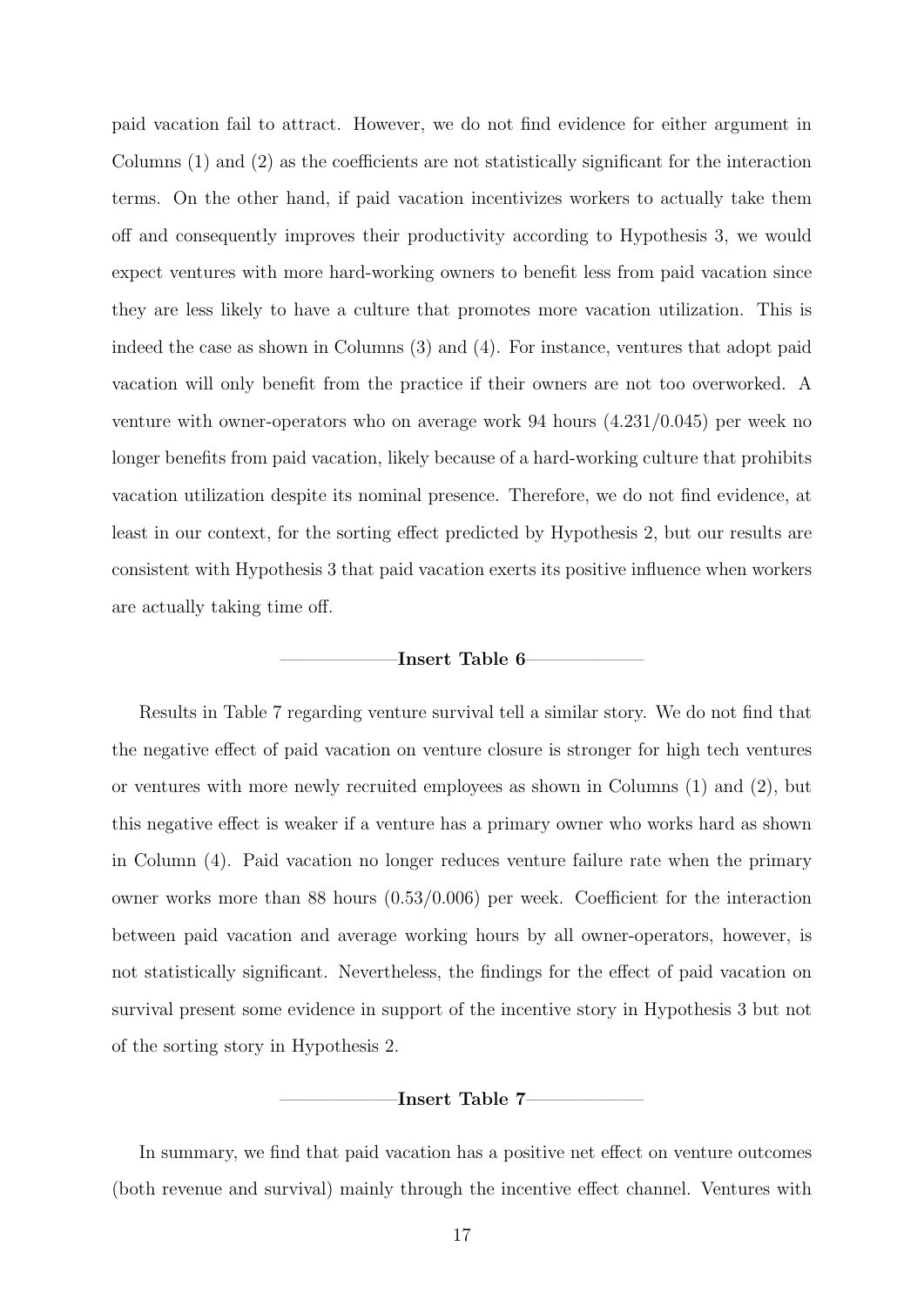paid vacation fail to attract. However, we do not find evidence for either argument in Columns (1) and (2) as the coefficients are not statistically significant for the interaction terms. On the other hand, if paid vacation incentivizes workers to actually take them off and consequently improves their productivity according to Hypothesis 3, we would expect ventures with more hard-working owners to benefit less from paid vacation since they are less likely to have a culture that promotes more vacation utilization. This is indeed the case as shown in Columns (3) and (4). For instance, ventures that adopt paid vacation will only benefit from the practice if their owners are not too overworked. A venture with owner-operators who on average work 94 hours (4.231/0.045) per week no longer benefits from paid vacation, likely because of a hard-working culture that prohibits vacation utilization despite its nominal presence. Therefore, we do not find evidence, at least in our context, for the sorting effect predicted by Hypothesis 2, but our results are consistent with Hypothesis 3 that paid vacation exerts its positive influence when workers are actually taking time off.

——————**Insert Table 6**——————

Results in Table 7 regarding venture survival tell a similar story. We do not find that the negative effect of paid vacation on venture closure is stronger for high tech ventures or ventures with more newly recruited employees as shown in Columns (1) and (2), but this negative effect is weaker if a venture has a primary owner who works hard as shown in Column (4). Paid vacation no longer reduces venture failure rate when the primary owner works more than 88 hours (0.53/0.006) per week. Coefficient for the interaction between paid vacation and average working hours by all owner-operators, however, is not statistically significant. Nevertheless, the findings for the effect of paid vacation on survival present some evidence in support of the incentive story in Hypothesis 3 but not of the sorting story in Hypothesis 2.

——————**Insert Table 7**——————

In summary, we find that paid vacation has a positive net effect on venture outcomes (both revenue and survival) mainly through the incentive effect channel. Ventures with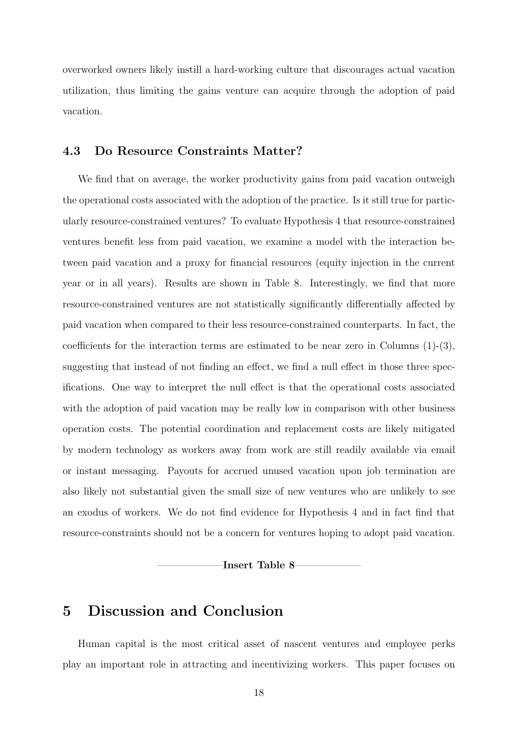overworked owners likely instill a hard-working culture that discourages actual vacation utilization, thus limiting the gains venture can acquire through the adoption of paid vacation.

### 4.3 Do Resource Constraints Matter?

We find that on average, the worker productivity gains from paid vacation outweigh the operational costs associated with the adoption of the practice. Is it still true for particularly resource-constrained ventures? To evaluate Hypothesis 4 that resource-constrained ventures benefit less from paid vacation, we examine a model with the interaction between paid vacation and a proxy for financial resources (equity injection in the current year or in all years). Results are shown in Table 8. Interestingly, we find that more resource-constrained ventures are not statistically significantly differentially affected by paid vacation when compared to their less resource-constrained counterparts. In fact, the coefficients for the interaction terms are estimated to be near zero in Columns (1)-(3), suggesting that instead of not finding an effect, we find a null effect in those three specifications. One way to interpret the null effect is that the operational costs associated with the adoption of paid vacation may be really low in comparison with other business operation costs. The potential coordination and replacement costs are likely mitigated by modern technology as workers away from work are still readily available via email or instant messaging. Payouts for accrued unused vacation upon job termination are also likely not substantial given the small size of new ventures who are unlikely to see an exodus of workers. We do not find evidence for Hypothesis 4 and in fact find that resource-constraints should not be a concern for ventures hoping to adopt paid vacation.

**—————Insert Table 8—————**

## 5 Discussion and Conclusion

Human capital is the most critical asset of nascent ventures and employee perks play an important role in attracting and incentivizing workers. This paper focuses on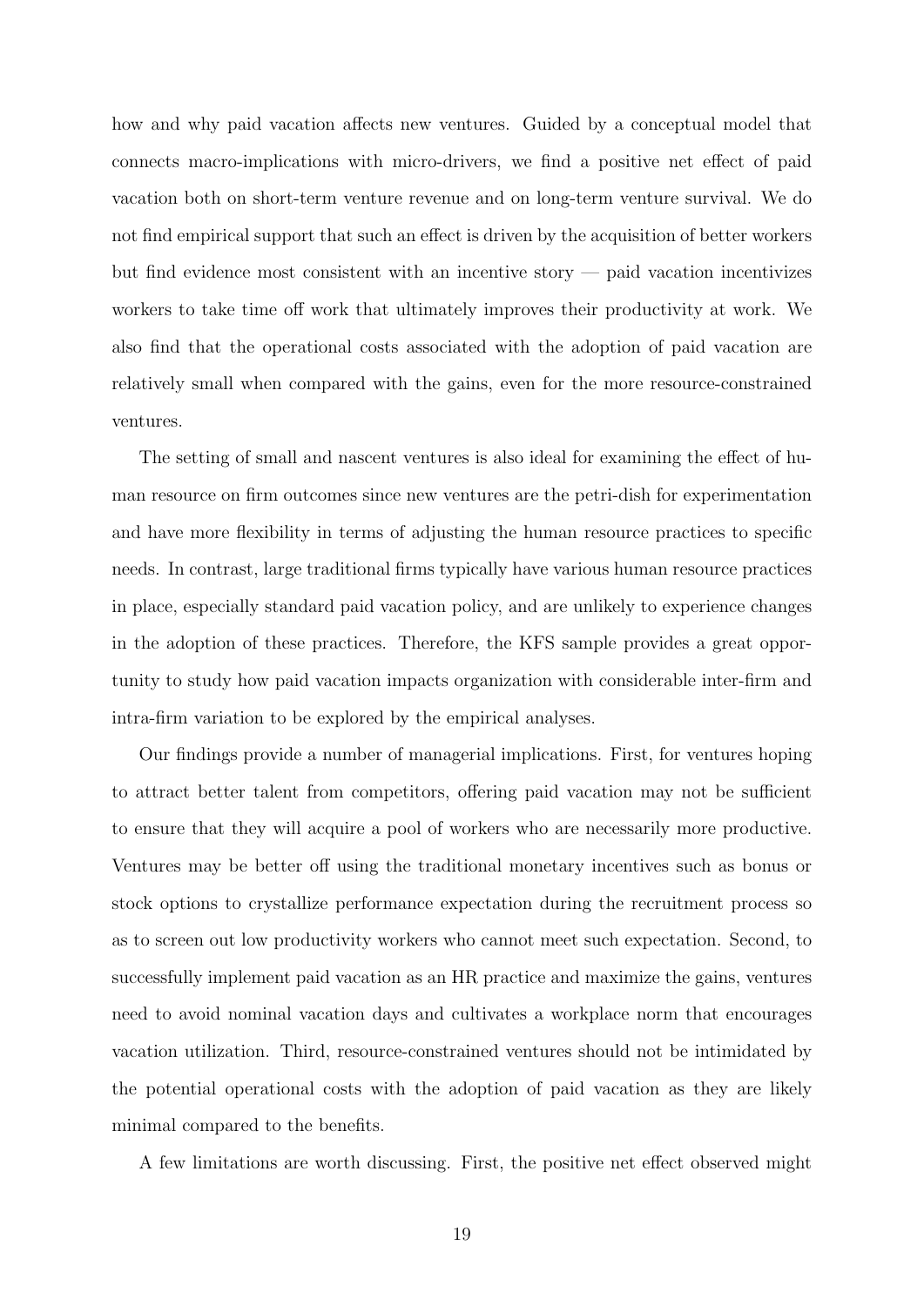how and why paid vacation affects new ventures. Guided by a conceptual model that connects macro-implications with micro-drivers, we find a positive net effect of paid vacation both on short-term venture revenue and on long-term venture survival. We do not find empirical support that such an effect is driven by the acquisition of better workers but find evidence most consistent with an incentive story — paid vacation incentivizes workers to take time off work that ultimately improves their productivity at work. We also find that the operational costs associated with the adoption of paid vacation are relatively small when compared with the gains, even for the more resource-constrained ventures.

The setting of small and nascent ventures is also ideal for examining the effect of human resource on firm outcomes since new ventures are the petri-dish for experimentation and have more flexibility in terms of adjusting the human resource practices to specific needs. In contrast, large traditional firms typically have various human resource practices in place, especially standard paid vacation policy, and are unlikely to experience changes in the adoption of these practices. Therefore, the KFS sample provides a great opportunity to study how paid vacation impacts organization with considerable inter-firm and intra-firm variation to be explored by the empirical analyses.

Our findings provide a number of managerial implications. First, for ventures hoping to attract better talent from competitors, offering paid vacation may not be sufficient to ensure that they will acquire a pool of workers who are necessarily more productive. Ventures may be better off using the traditional monetary incentives such as bonus or stock options to crystallize performance expectation during the recruitment process so as to screen out low productivity workers who cannot meet such expectation. Second, to successfully implement paid vacation as an HR practice and maximize the gains, ventures need to avoid nominal vacation days and cultivates a workplace norm that encourages vacation utilization. Third, resource-constrained ventures should not be intimidated by the potential operational costs with the adoption of paid vacation as they are likely minimal compared to the benefits.

A few limitations are worth discussing. First, the positive net effect observed might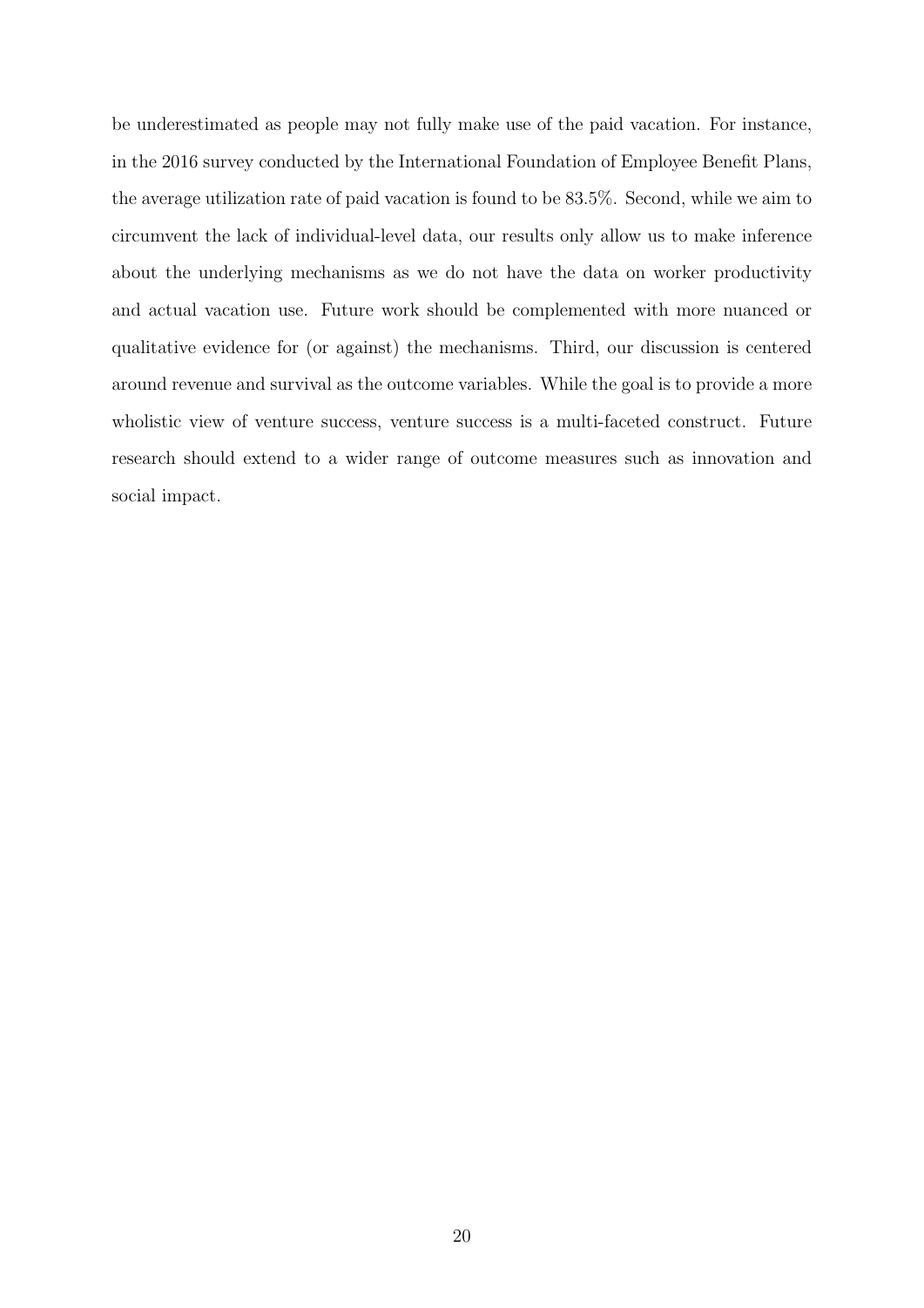be underestimated as people may not fully make use of the paid vacation. For instance, in the 2016 survey conducted by the International Foundation of Employee Benefit Plans, the average utilization rate of paid vacation is found to be 83.5%. Second, while we aim to circumvent the lack of individual-level data, our results only allow us to make inference about the underlying mechanisms as we do not have the data on worker productivity and actual vacation use. Future work should be complemented with more nuanced or qualitative evidence for (or against) the mechanisms. Third, our discussion is centered around revenue and survival as the outcome variables. While the goal is to provide a more wholistic view of venture success, venture success is a multi-faceted construct. Future research should extend to a wider range of outcome measures such as innovation and social impact.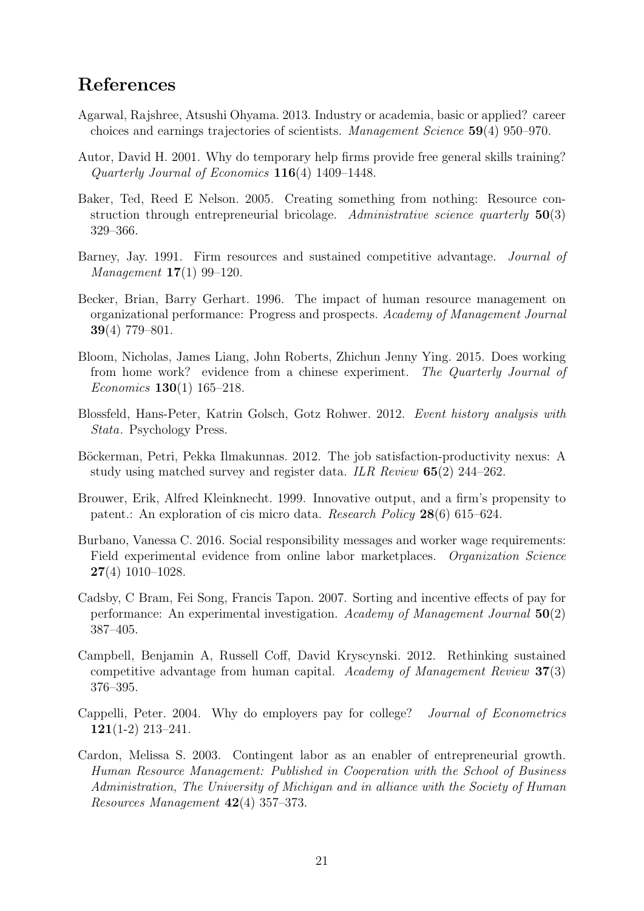# References

Agarwal, Rajshree, Atsushi Ohyama. 2013. Industry or academia, basic or applied? career choices and earnings trajectories of scientists. *Management Science* **59**(4) 950–970.

Autor, David H. 2001. Why do temporary help firms provide free general skills training? *Quarterly Journal of Economics* **116**(4) 1409–1448.

Baker, Ted, Reed E Nelson. 2005. Creating something from nothing: Resource construction through entrepreneurial bricolage. *Administrative science quarterly* **50**(3) 329–366.

Barney, Jay. 1991. Firm resources and sustained competitive advantage. *Journal of Management* **17**(1) 99–120.

Becker, Brian, Barry Gerhart. 1996. The impact of human resource management on organizational performance: Progress and prospects. *Academy of Management Journal* **39**(4) 779–801.

Bloom, Nicholas, James Liang, John Roberts, Zhichun Jenny Ying. 2015. Does working from home work? evidence from a chinese experiment. *The Quarterly Journal of Economics* **130**(1) 165–218.

Blossfeld, Hans-Peter, Katrin Golsch, Gotz Rohwer. 2012. *Event history analysis with Stata*. Psychology Press.

Böckerman, Petri, Pekka Ilmakunnas. 2012. The job satisfaction-productivity nexus: A study using matched survey and register data. *ILR Review* **65**(2) 244–262.

Brouwer, Erik, Alfred Kleinknecht. 1999. Innovative output, and a firm's propensity to patent.: An exploration of cis micro data. *Research Policy* **28**(6) 615–624.

Burbano, Vanessa C. 2016. Social responsibility messages and worker wage requirements: Field experimental evidence from online labor marketplaces. *Organization Science* **27**(4) 1010–1028.

Cadsby, C Bram, Fei Song, Francis Tapon. 2007. Sorting and incentive effects of pay for performance: An experimental investigation. *Academy of Management Journal* **50**(2) 387–405.

Campbell, Benjamin A, Russell Coff, David Kryscynski. 2012. Rethinking sustained competitive advantage from human capital. *Academy of Management Review* **37**(3) 376–395.

Cappelli, Peter. 2004. Why do employers pay for college? *Journal of Econometrics* **121**(1-2) 213–241.

Cardon, Melissa S. 2003. Contingent labor as an enabler of entrepreneurial growth. *Human Resource Management: Published in Cooperation with the School of Business Administration, The University of Michigan and in alliance with the Society of Human Resources Management* **42**(4) 357–373.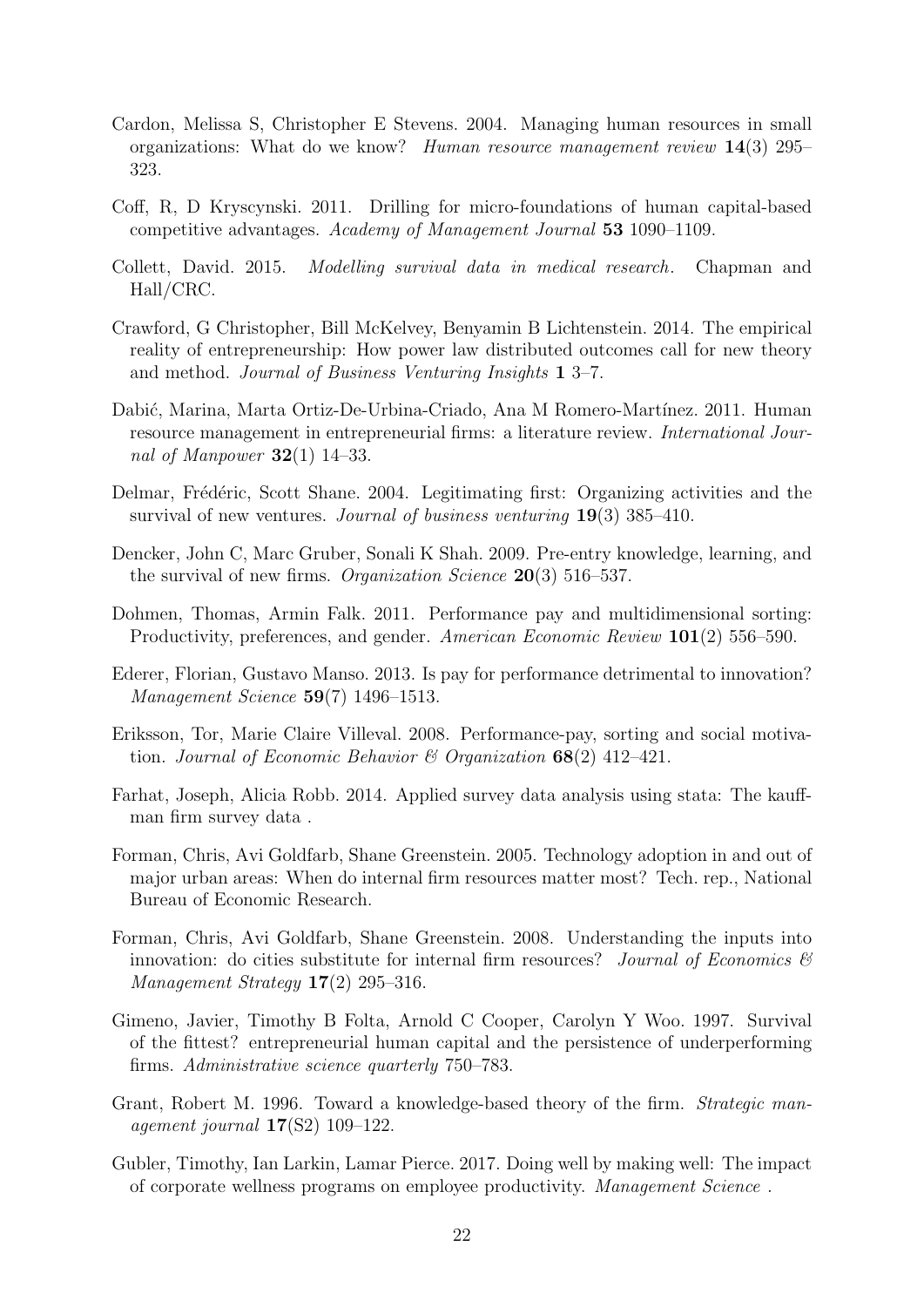Cardon, Melissa S, Christopher E Stevens. 2004. Managing human resources in small organizations: What do we know? *Human resource management review* **14**(3) 295–323.

Coff, R, D Kryscynski. 2011. Drilling for micro-foundations of human capital-based competitive advantages. *Academy of Management Journal* **53** 1090–1109.

Collett, David. 2015. *Modelling survival data in medical research*. Chapman and Hall/CRC.

Crawford, G Christopher, Bill McKelvey, Benyamin B Lichtenstein. 2014. The empirical reality of entrepreneurship: How power law distributed outcomes call for new theory and method. *Journal of Business Venturing Insights* **1** 3–7.

Dabić, Marina, Marta Ortiz-De-Urbina-Criado, Ana M Romero-Martínez. 2011. Human resource management in entrepreneurial firms: a literature review. *International Journal of Manpower* **32**(1) 14–33.

Delmar, Frédéric, Scott Shane. 2004. Legitimating first: Organizing activities and the survival of new ventures. *Journal of business venturing* **19**(3) 385–410.

Dencker, John C, Marc Gruber, Sonali K Shah. 2009. Pre-entry knowledge, learning, and the survival of new firms. *Organization Science* **20**(3) 516–537.

Dohmen, Thomas, Armin Falk. 2011. Performance pay and multidimensional sorting: Productivity, preferences, and gender. *American Economic Review* **101**(2) 556–590.

Ederer, Florian, Gustavo Manso. 2013. Is pay for performance detrimental to innovation? *Management Science* **59**(7) 1496–1513.

Eriksson, Tor, Marie Claire Villeval. 2008. Performance-pay, sorting and social motivation. *Journal of Economic Behavior & Organization* **68**(2) 412–421.

Farhat, Joseph, Alicia Robb. 2014. Applied survey data analysis using stata: The kauffman firm survey data .

Forman, Chris, Avi Goldfarb, Shane Greenstein. 2005. Technology adoption in and out of major urban areas: When do internal firm resources matter most? Tech. rep., National Bureau of Economic Research.

Forman, Chris, Avi Goldfarb, Shane Greenstein. 2008. Understanding the inputs into innovation: do cities substitute for internal firm resources? *Journal of Economics & Management Strategy* **17**(2) 295–316.

Gimeno, Javier, Timothy B Folta, Arnold C Cooper, Carolyn Y Woo. 1997. Survival of the fittest? entrepreneurial human capital and the persistence of underperforming firms. *Administrative science quarterly* 750–783.

Grant, Robert M. 1996. Toward a knowledge-based theory of the firm. *Strategic management journal* **17**(S2) 109–122.

Gubler, Timothy, Ian Larkin, Lamar Pierce. 2017. Doing well by making well: The impact of corporate wellness programs on employee productivity. *Management Science* .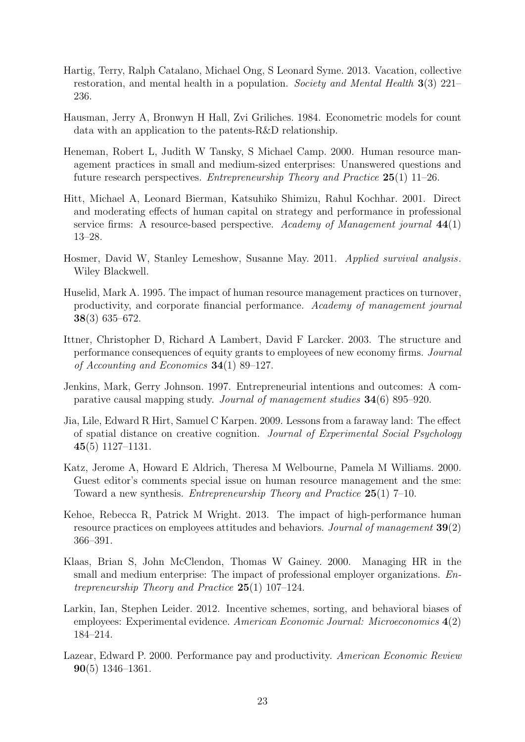Hartig, Terry, Ralph Catalano, Michael Ong, S Leonard Syme. 2013. Vacation, collective restoration, and mental health in a population. *Society and Mental Health* **3**(3) 221–236.

Hausman, Jerry A, Bronwyn H Hall, Zvi Griliches. 1984. Econometric models for count data with an application to the patents-R&D relationship.

Heneman, Robert L, Judith W Tansky, S Michael Camp. 2000. Human resource management practices in small and medium-sized enterprises: Unanswered questions and future research perspectives. *Entrepreneurship Theory and Practice* **25**(1) 11–26.

Hitt, Michael A, Leonard Bierman, Katsuhiko Shimizu, Rahul Kochhar. 2001. Direct and moderating effects of human capital on strategy and performance in professional service firms: A resource-based perspective. *Academy of Management journal* **44**(1) 13–28.

Hosmer, David W, Stanley Lemeshow, Susanne May. 2011. *Applied survival analysis*. Wiley Blackwell.

Huselid, Mark A. 1995. The impact of human resource management practices on turnover, productivity, and corporate financial performance. *Academy of management journal* **38**(3) 635–672.

Ittner, Christopher D, Richard A Lambert, David F Larcker. 2003. The structure and performance consequences of equity grants to employees of new economy firms. *Journal of Accounting and Economics* **34**(1) 89–127.

Jenkins, Mark, Gerry Johnson. 1997. Entrepreneurial intentions and outcomes: A comparative causal mapping study. *Journal of management studies* **34**(6) 895–920.

Jia, Lile, Edward R Hirt, Samuel C Karpen. 2009. Lessons from a faraway land: The effect of spatial distance on creative cognition. *Journal of Experimental Social Psychology* **45**(5) 1127–1131.

Katz, Jerome A, Howard E Aldrich, Theresa M Welbourne, Pamela M Williams. 2000. Guest editor's comments special issue on human resource management and the sme: Toward a new synthesis. *Entrepreneurship Theory and Practice* **25**(1) 7–10.

Kehoe, Rebecca R, Patrick M Wright. 2013. The impact of high-performance human resource practices on employees attitudes and behaviors. *Journal of management* **39**(2) 366–391.

Klaas, Brian S, John McClendon, Thomas W Gainey. 2000. Managing HR in the small and medium enterprise: The impact of professional employer organizations. *Entrepreneurship Theory and Practice* **25**(1) 107–124.

Larkin, Ian, Stephen Leider. 2012. Incentive schemes, sorting, and behavioral biases of employees: Experimental evidence. *American Economic Journal: Microeconomics* **4**(2) 184–214.

Lazear, Edward P. 2000. Performance pay and productivity. *American Economic Review* **90**(5) 1346–1361.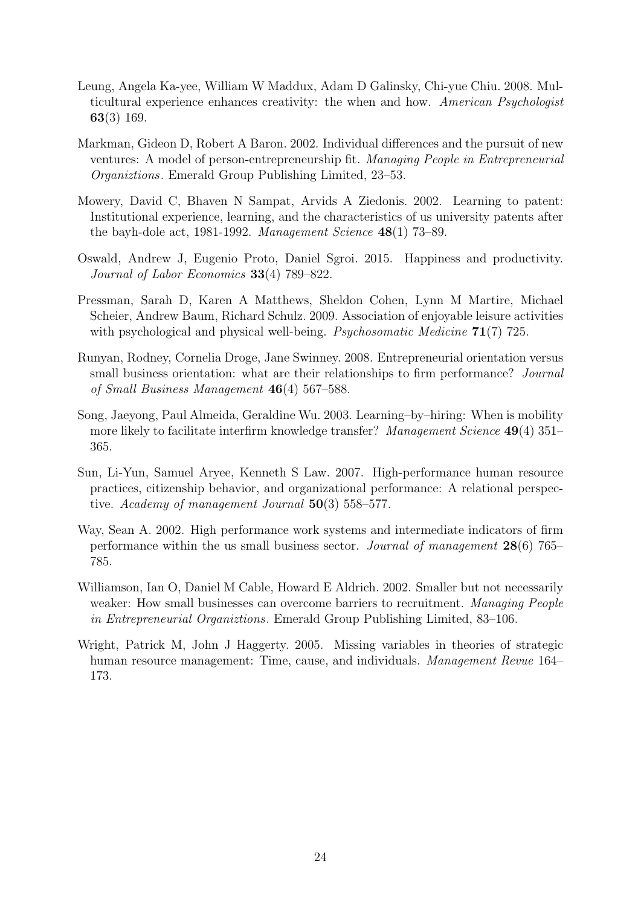Leung, Angela Ka-yee, William W Maddux, Adam D Galinsky, Chi-yue Chiu. 2008. Multicultural experience enhances creativity: the when and how. *American Psychologist* **63**(3) 169.

Markman, Gideon D, Robert A Baron. 2002. Individual differences and the pursuit of new ventures: A model of person-entrepreneurship fit. *Managing People in Entrepreneurial Organiztions*. Emerald Group Publishing Limited, 23–53.

Mowery, David C, Bhaven N Sampat, Arvids A Ziedonis. 2002. Learning to patent: Institutional experience, learning, and the characteristics of us university patents after the bayh-dole act, 1981-1992. *Management Science* **48**(1) 73–89.

Oswald, Andrew J, Eugenio Proto, Daniel Sgroi. 2015. Happiness and productivity. *Journal of Labor Economics* **33**(4) 789–822.

Pressman, Sarah D, Karen A Matthews, Sheldon Cohen, Lynn M Martire, Michael Scheier, Andrew Baum, Richard Schulz. 2009. Association of enjoyable leisure activities with psychological and physical well-being. *Psychosomatic Medicine* **71**(7) 725.

Runyan, Rodney, Cornelia Droge, Jane Swinney. 2008. Entrepreneurial orientation versus small business orientation: what are their relationships to firm performance? *Journal of Small Business Management* **46**(4) 567–588.

Song, Jaeyong, Paul Almeida, Geraldine Wu. 2003. Learning–by–hiring: When is mobility more likely to facilitate interfirm knowledge transfer? *Management Science* **49**(4) 351–365.

Sun, Li-Yun, Samuel Aryee, Kenneth S Law. 2007. High-performance human resource practices, citizenship behavior, and organizational performance: A relational perspective. *Academy of management Journal* **50**(3) 558–577.

Way, Sean A. 2002. High performance work systems and intermediate indicators of firm performance within the us small business sector. *Journal of management* **28**(6) 765–785.

Williamson, Ian O, Daniel M Cable, Howard E Aldrich. 2002. Smaller but not necessarily weaker: How small businesses can overcome barriers to recruitment. *Managing People in Entrepreneurial Organiztions*. Emerald Group Publishing Limited, 83–106.

Wright, Patrick M, John J Haggerty. 2005. Missing variables in theories of strategic human resource management: Time, cause, and individuals. *Management Revue* 164–173.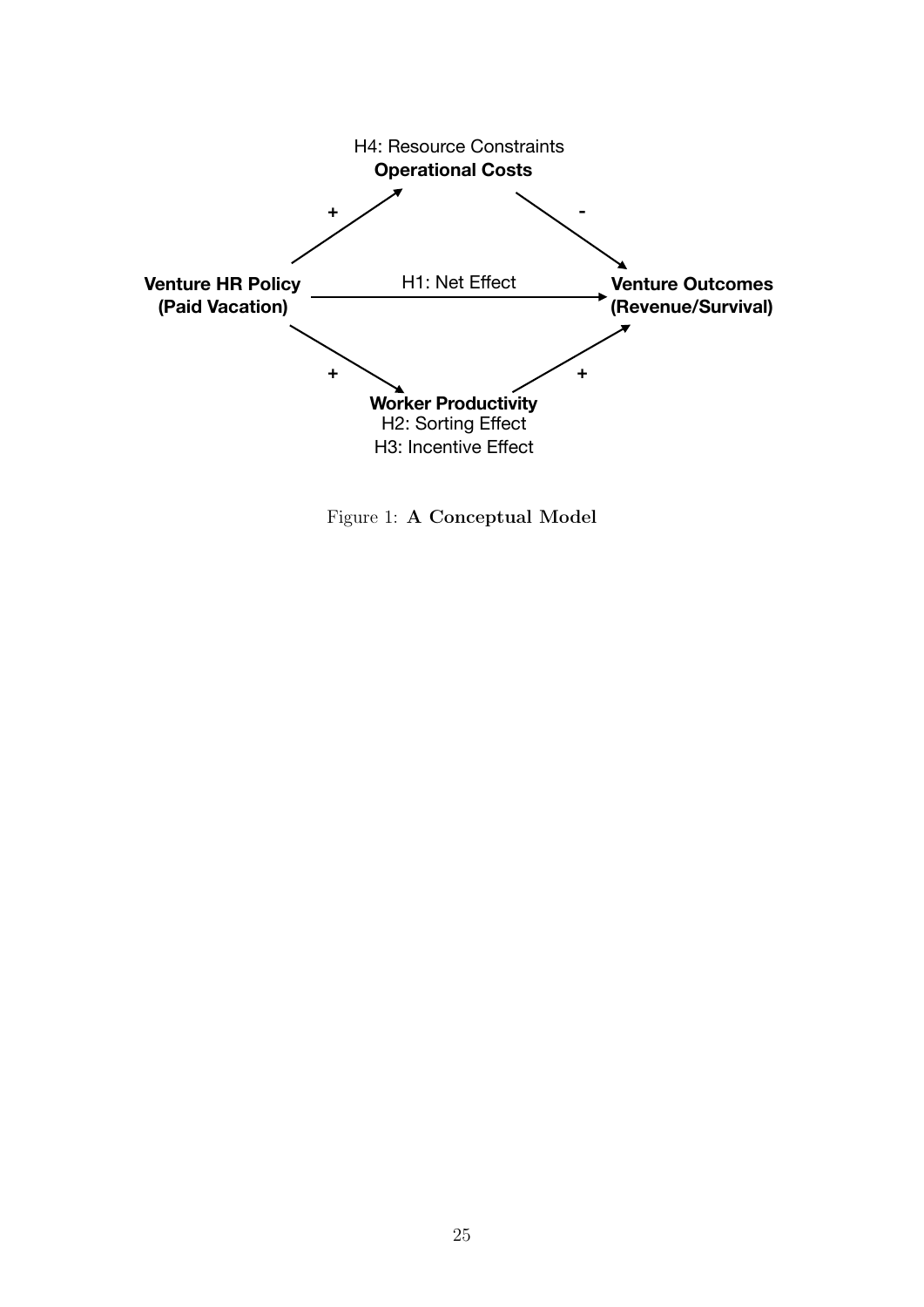H4: Resource Constraints
**Operational Costs**

**Venture HR Policy (Paid Vacation)** → H1: Net Effect → **Venture Outcomes (Revenue/Survival)**

**Worker Productivity**
H2: Sorting Effect
H3: Incentive Effect

Figure 1: **A Conceptual Model**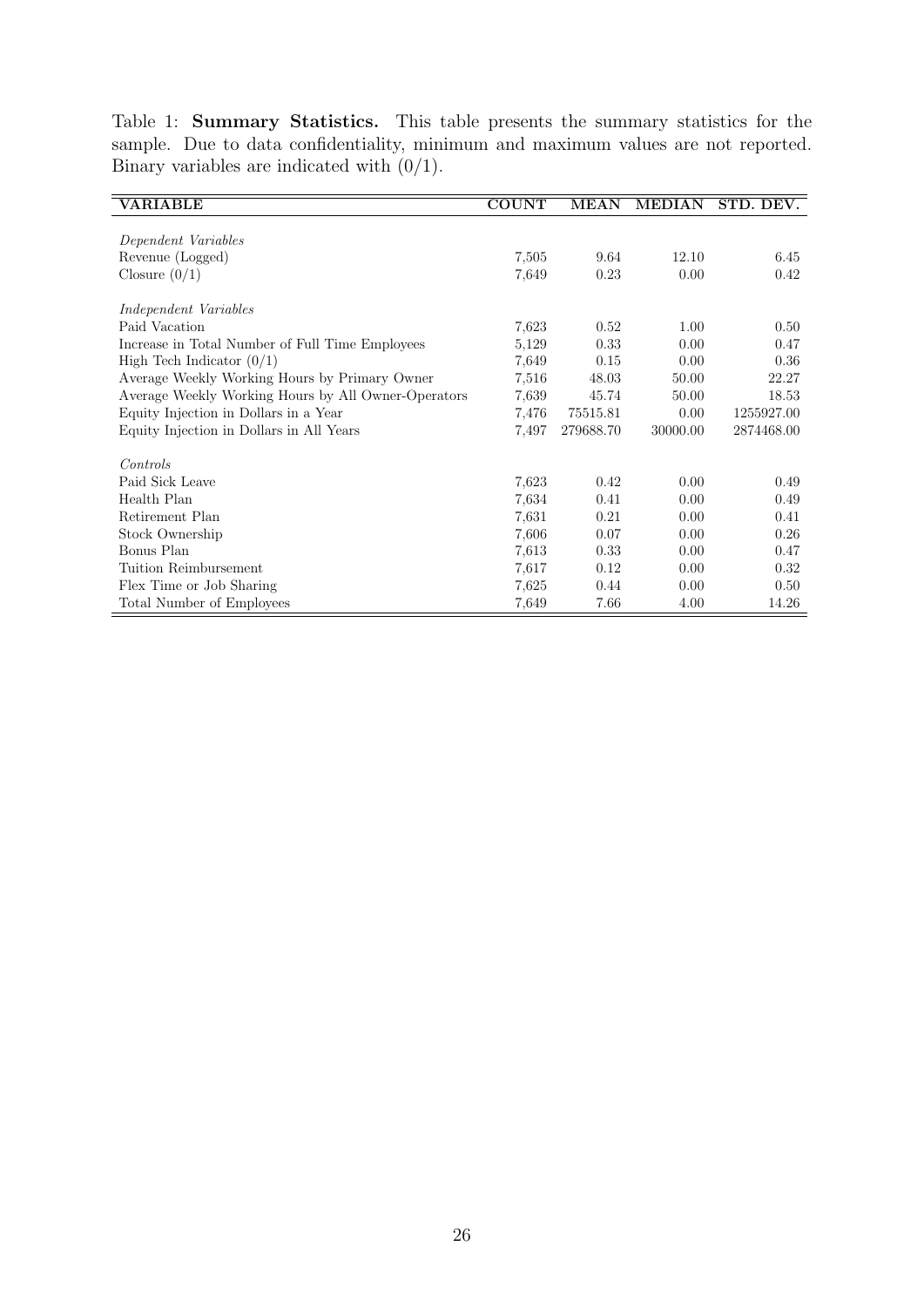Table 1: **Summary Statistics.** This table presents the summary statistics for the sample. Due to data confidentiality, minimum and maximum values are not reported. Binary variables are indicated with (0/1).

| VARIABLE | COUNT | MEAN | MEDIAN | STD. DEV. |
|---|---|---|---|---|
| *Dependent Variables* | | | | |
| Revenue (Logged) | 7,505 | 9.64 | 12.10 | 6.45 |
| Closure (0/1) | 7,649 | 0.23 | 0.00 | 0.42 |
| *Independent Variables* | | | | |
| Paid Vacation | 7,623 | 0.52 | 1.00 | 0.50 |
| Increase in Total Number of Full Time Employees | 5,129 | 0.33 | 0.00 | 0.47 |
| High Tech Indicator (0/1) | 7,649 | 0.15 | 0.00 | 0.36 |
| Average Weekly Working Hours by Primary Owner | 7,516 | 48.03 | 50.00 | 22.27 |
| Average Weekly Working Hours by All Owner-Operators | 7,639 | 45.74 | 50.00 | 18.53 |
| Equity Injection in Dollars in a Year | 7,476 | 75515.81 | 0.00 | 1255927.00 |
| Equity Injection in Dollars in All Years | 7,497 | 279688.70 | 30000.00 | 2874468.00 |
| *Controls* | | | | |
| Paid Sick Leave | 7,623 | 0.42 | 0.00 | 0.49 |
| Health Plan | 7,634 | 0.41 | 0.00 | 0.49 |
| Retirement Plan | 7,631 | 0.21 | 0.00 | 0.41 |
| Stock Ownership | 7,606 | 0.07 | 0.00 | 0.26 |
| Bonus Plan | 7,613 | 0.33 | 0.00 | 0.47 |
| Tuition Reimbursement | 7,617 | 0.12 | 0.00 | 0.32 |
| Flex Time or Job Sharing | 7,625 | 0.44 | 0.00 | 0.50 |
| Total Number of Employees | 7,649 | 7.66 | 4.00 | 14.26 |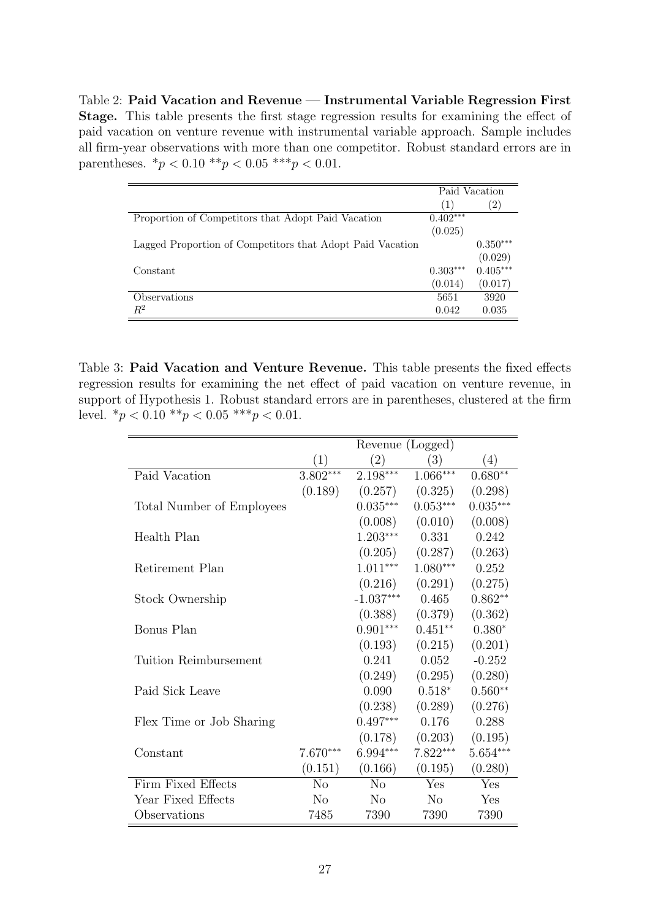Table 2: **Paid Vacation and Revenue — Instrumental Variable Regression First Stage.** This table presents the first stage regression results for examining the effect of paid vacation on venture revenue with instrumental variable approach. Sample includes all firm-year observations with more than one competitor. Robust standard errors are in parentheses. $^{*}p < 0.10$ $^{**}p < 0.05$ $^{***}p < 0.01$.

| | Paid Vacation | |
|---|---|---|
| | (1) | (2) |
| Proportion of Competitors that Adopt Paid Vacation | $0.402^{***}$ | |
| | (0.025) | |
| Lagged Proportion of Competitors that Adopt Paid Vacation | | $0.350^{***}$ |
| | | (0.029) |
| Constant | $0.303^{***}$ | $0.405^{***}$ |
| | (0.014) | (0.017) |
| Observations | 5651 | 3920 |
| $R^2$ | 0.042 | 0.035 |

Table 3: **Paid Vacation and Venture Revenue.** This table presents the fixed effects regression results for examining the net effect of paid vacation on venture revenue, in support of Hypothesis 1. Robust standard errors are in parentheses, clustered at the firm level. $^{*}p < 0.10$ $^{**}p < 0.05$ $^{***}p < 0.01$.

| | Revenue (Logged) | | | |
|---|---|---|---|---|
| | (1) | (2) | (3) | (4) |
| Paid Vacation | $3.802^{***}$ | $2.198^{***}$ | $1.066^{***}$ | $0.680^{**}$ |
| | (0.189) | (0.257) | (0.325) | (0.298) |
| Total Number of Employees | | $0.035^{***}$ | $0.053^{***}$ | $0.035^{***}$ |
| | | (0.008) | (0.010) | (0.008) |
| Health Plan | | $1.203^{***}$ | 0.331 | 0.242 |
| | | (0.205) | (0.287) | (0.263) |
| Retirement Plan | | $1.011^{***}$ | $1.080^{***}$ | 0.252 |
| | | (0.216) | (0.291) | (0.275) |
| Stock Ownership | | $-1.037^{***}$ | 0.465 | $0.862^{**}$ |
| | | (0.388) | (0.379) | (0.362) |
| Bonus Plan | | $0.901^{***}$ | $0.451^{**}$ | $0.380^{*}$ |
| | | (0.193) | (0.215) | (0.201) |
| Tuition Reimbursement | | 0.241 | 0.052 | -0.252 |
| | | (0.249) | (0.295) | (0.280) |
| Paid Sick Leave | | 0.090 | $0.518^{*}$ | $0.560^{**}$ |
| | | (0.238) | (0.289) | (0.276) |
| Flex Time or Job Sharing | | $0.497^{***}$ | 0.176 | 0.288 |
| | | (0.178) | (0.203) | (0.195) |
| Constant | $7.670^{***}$ | $6.994^{***}$ | $7.822^{***}$ | $5.654^{***}$ |
| | (0.151) | (0.166) | (0.195) | (0.280) |
| Firm Fixed Effects | No | No | Yes | Yes |
| Year Fixed Effects | No | No | No | Yes |
| Observations | 7485 | 7390 | 7390 | 7390 |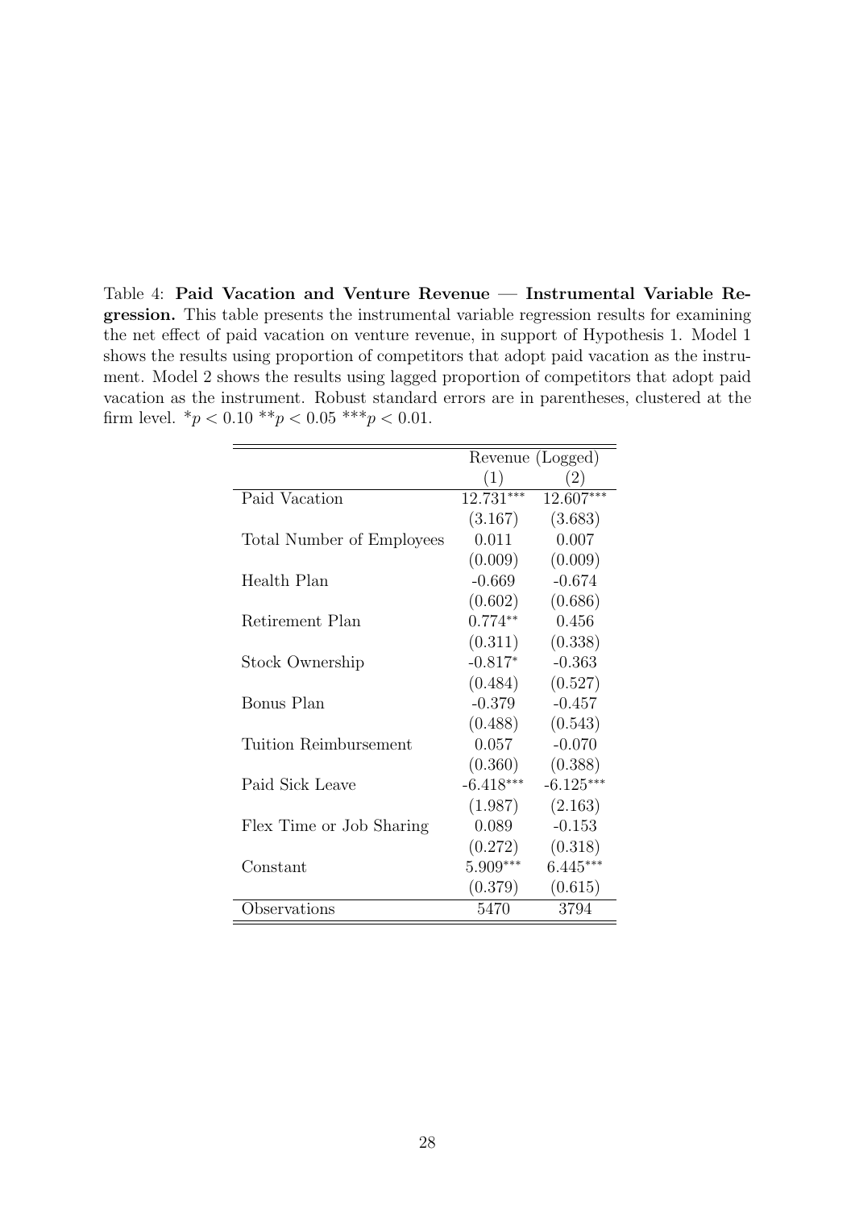Table 4: **Paid Vacation and Venture Revenue — Instrumental Variable Regression.** This table presents the instrumental variable regression results for examining the net effect of paid vacation on venture revenue, in support of Hypothesis 1. Model 1 shows the results using proportion of competitors that adopt paid vacation as the instrument. Model 2 shows the results using lagged proportion of competitors that adopt paid vacation as the instrument. Robust standard errors are in parentheses, clustered at the firm level. $^{*}p < 0.10$ $^{**}p < 0.05$ $^{***}p < 0.01$.

| | Revenue (Logged) | |
|---|---|---|
| | (1) | (2) |
| Paid Vacation | 12.731*** | 12.607*** |
| | (3.167) | (3.683) |
| Total Number of Employees | 0.011 | 0.007 |
| | (0.009) | (0.009) |
| Health Plan | -0.669 | -0.674 |
| | (0.602) | (0.686) |
| Retirement Plan | 0.774** | 0.456 |
| | (0.311) | (0.338) |
| Stock Ownership | -0.817* | -0.363 |
| | (0.484) | (0.527) |
| Bonus Plan | -0.379 | -0.457 |
| | (0.488) | (0.543) |
| Tuition Reimbursement | 0.057 | -0.070 |
| | (0.360) | (0.388) |
| Paid Sick Leave | -6.418*** | -6.125*** |
| | (1.987) | (2.163) |
| Flex Time or Job Sharing | 0.089 | -0.153 |
| | (0.272) | (0.318) |
| Constant | 5.909*** | 6.445*** |
| | (0.379) | (0.615) |
| Observations | 5470 | 3794 |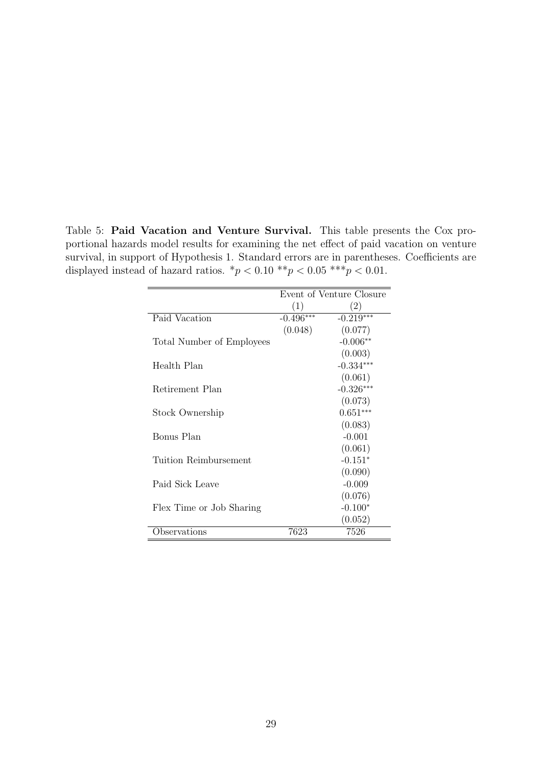Table 5: **Paid Vacation and Venture Survival.** This table presents the Cox proportional hazards model results for examining the net effect of paid vacation on venture survival, in support of Hypothesis 1. Standard errors are in parentheses. Coefficients are displayed instead of hazard ratios. $^{*}p < 0.10$ $^{**}p < 0.05$ $^{***}p < 0.01$.

| | Event of Venture Closure | |
|---|---|---|
| | (1) | (2) |
| Paid Vacation | -0.496$^{***}$ | -0.219$^{***}$ |
| | (0.048) | (0.077) |
| Total Number of Employees | | -0.006$^{**}$ |
| | | (0.003) |
| Health Plan | | -0.334$^{***}$ |
| | | (0.061) |
| Retirement Plan | | -0.326$^{***}$ |
| | | (0.073) |
| Stock Ownership | | 0.651$^{***}$ |
| | | (0.083) |
| Bonus Plan | | -0.001 |
| | | (0.061) |
| Tuition Reimbursement | | -0.151$^{*}$ |
| | | (0.090) |
| Paid Sick Leave | | -0.009 |
| | | (0.076) |
| Flex Time or Job Sharing | | -0.100$^{*}$ |
| | | (0.052) |
| Observations | 7623 | 7526 |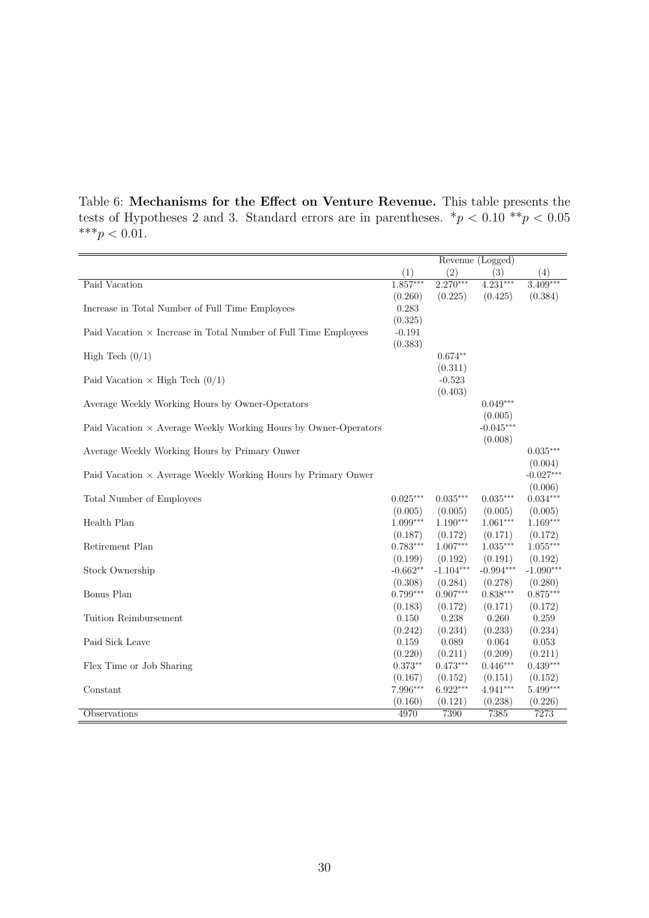Table 6: **Mechanisms for the Effect on Venture Revenue.** This table presents the tests of Hypotheses 2 and 3. Standard errors are in parentheses. $^{*}p < 0.10$ $^{**}p < 0.05$ $^{***}p < 0.01$.

| | Revenue (Logged) | | | |
|---|---|---|---|---|
| | (1) | (2) | (3) | (4) |
| Paid Vacation | 1.857*** | 2.270*** | 4.231*** | 3.409*** |
| | (0.260) | (0.225) | (0.425) | (0.384) |
| Increase in Total Number of Full Time Employees | 0.283 | | | |
| | (0.325) | | | |
| Paid Vacation × Increase in Total Number of Full Time Employees | -0.191 | | | |
| | (0.383) | | | |
| High Tech (0/1) | | 0.674** | | |
| | | (0.311) | | |
| Paid Vacation × High Tech (0/1) | | -0.523 | | |
| | | (0.403) | | |
| Average Weekly Working Hours by Owner-Operators | | | 0.049*** | |
| | | | (0.005) | |
| Paid Vacation × Average Weekly Working Hours by Owner-Operators | | | -0.045*** | |
| | | | (0.008) | |
| Average Weekly Working Hours by Primary Onwer | | | | 0.035*** |
| | | | | (0.004) |
| Paid Vacation × Average Weekly Working Hours by Primary Onwer | | | | -0.027*** |
| | | | | (0.006) |
| Total Number of Employees | 0.025*** | 0.035*** | 0.035*** | 0.034*** |
| | (0.005) | (0.005) | (0.005) | (0.005) |
| Health Plan | 1.099*** | 1.190*** | 1.061*** | 1.169*** |
| | (0.187) | (0.172) | (0.171) | (0.172) |
| Retirement Plan | 0.783*** | 1.007*** | 1.035*** | 1.055*** |
| | (0.199) | (0.192) | (0.191) | (0.192) |
| Stock Ownership | -0.662** | -1.104*** | -0.994*** | -1.090*** |
| | (0.308) | (0.284) | (0.278) | (0.280) |
| Bonus Plan | 0.799*** | 0.907*** | 0.838*** | 0.875*** |
| | (0.183) | (0.172) | (0.171) | (0.172) |
| Tuition Reimbursement | 0.150 | 0.238 | 0.260 | 0.259 |
| | (0.242) | (0.234) | (0.233) | (0.234) |
| Paid Sick Leave | 0.159 | 0.089 | 0.064 | 0.053 |
| | (0.220) | (0.211) | (0.209) | (0.211) |
| Flex Time or Job Sharing | 0.373** | 0.473*** | 0.446*** | 0.439*** |
| | (0.167) | (0.152) | (0.151) | (0.152) |
| Constant | 7.996*** | 6.922*** | 4.941*** | 5.499*** |
| | (0.160) | (0.121) | (0.238) | (0.226) |
| Observations | 4970 | 7390 | 7385 | 7273 |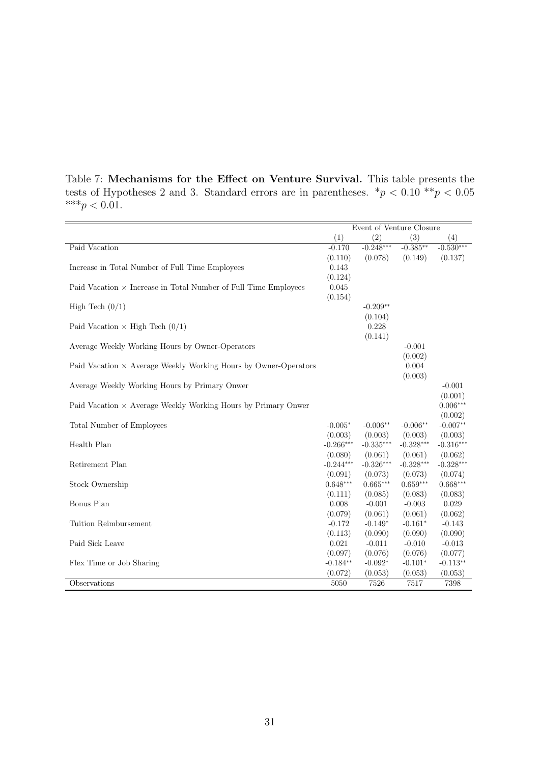Table 7: **Mechanisms for the Effect on Venture Survival.** This table presents the tests of Hypotheses 2 and 3. Standard errors are in parentheses. $^{*}p < 0.10$ $^{**}p < 0.05$ $^{***}p < 0.01$.

| | Event of Venture Closure | | | |
|---|---|---|---|---|
| | (1) | (2) | (3) | (4) |
| Paid Vacation | -0.170 | -0.248*** | -0.385** | -0.530*** |
| | (0.110) | (0.078) | (0.149) | (0.137) |
| Increase in Total Number of Full Time Employees | 0.143 | | | |
| | (0.124) | | | |
| Paid Vacation × Increase in Total Number of Full Time Employees | 0.045 | | | |
| | (0.154) | | | |
| High Tech (0/1) | | -0.209** | | |
| | | (0.104) | | |
| Paid Vacation × High Tech (0/1) | | 0.228 | | |
| | | (0.141) | | |
| Average Weekly Working Hours by Owner-Operators | | | -0.001 | |
| | | | (0.002) | |
| Paid Vacation × Average Weekly Working Hours by Owner-Operators | | | 0.004 | |
| | | | (0.003) | |
| Average Weekly Working Hours by Primary Onwer | | | | -0.001 |
| | | | | (0.001) |
| Paid Vacation × Average Weekly Working Hours by Primary Onwer | | | | 0.006*** |
| | | | | (0.002) |
| Total Number of Employees | -0.005* | -0.006** | -0.006** | -0.007** |
| | (0.003) | (0.003) | (0.003) | (0.003) |
| Health Plan | -0.266*** | -0.335*** | -0.328*** | -0.316*** |
| | (0.080) | (0.061) | (0.061) | (0.062) |
| Retirement Plan | -0.244*** | -0.326*** | -0.328*** | -0.328*** |
| | (0.091) | (0.073) | (0.073) | (0.074) |
| Stock Ownership | 0.648*** | 0.665*** | 0.659*** | 0.668*** |
| | (0.111) | (0.085) | (0.083) | (0.083) |
| Bonus Plan | 0.008 | -0.001 | -0.003 | 0.029 |
| | (0.079) | (0.061) | (0.061) | (0.062) |
| Tuition Reimbursement | -0.172 | -0.149* | -0.161* | -0.143 |
| | (0.113) | (0.090) | (0.090) | (0.090) |
| Paid Sick Leave | 0.021 | -0.011 | -0.010 | -0.013 |
| | (0.097) | (0.076) | (0.076) | (0.077) |
| Flex Time or Job Sharing | -0.184** | -0.092* | -0.101* | -0.113** |
| | (0.072) | (0.053) | (0.053) | (0.053) |
| Observations | 5050 | 7526 | 7517 | 7398 |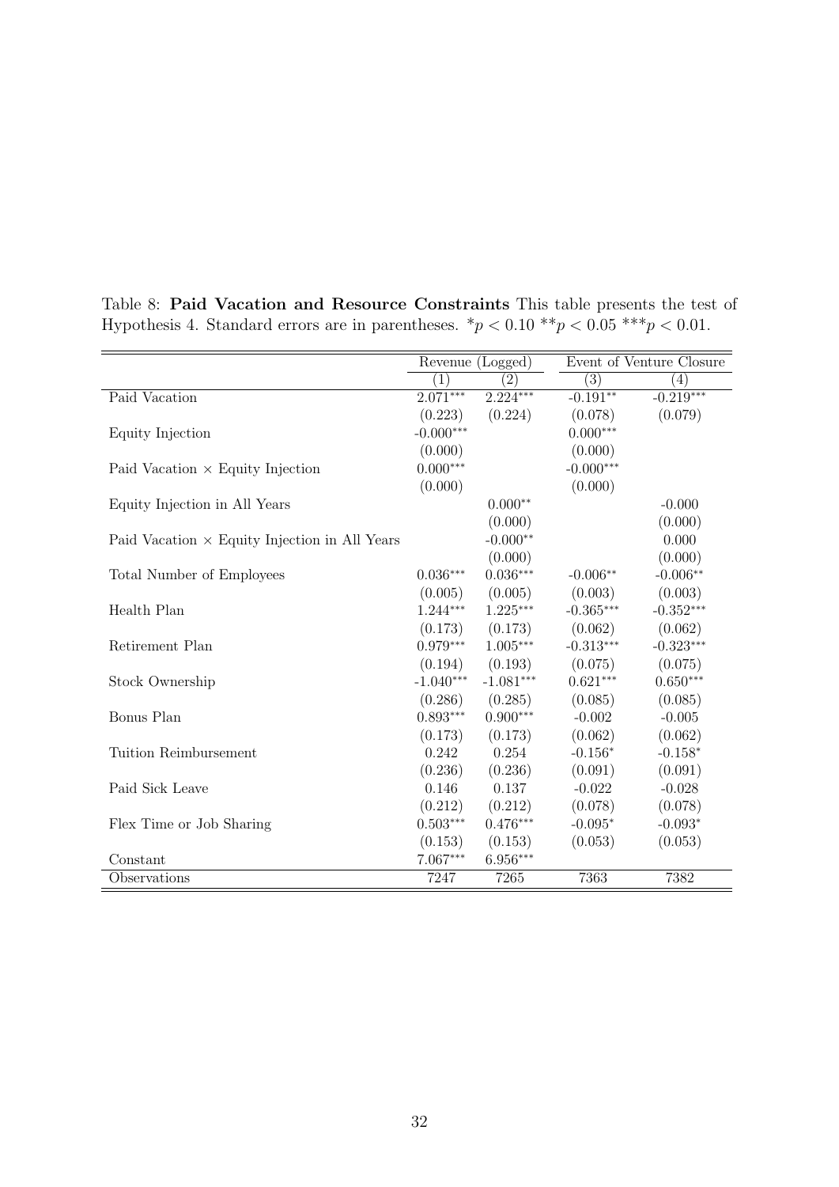Table 8: **Paid Vacation and Resource Constraints** This table presents the test of Hypothesis 4. Standard errors are in parentheses. $^{*}p < 0.10$ $^{**}p < 0.05$ $^{***}p < 0.01$.

| | Revenue (Logged) | | Event of Venture Closure | |
|---|---|---|---|---|
| | (1) | (2) | (3) | (4) |
| Paid Vacation | 2.071*** | 2.224*** | -0.191** | -0.219*** |
| | (0.223) | (0.224) | (0.078) | (0.079) |
| Equity Injection | -0.000*** | | 0.000*** | |
| | (0.000) | | (0.000) | |
| Paid Vacation × Equity Injection | 0.000*** | | -0.000*** | |
| | (0.000) | | (0.000) | |
| Equity Injection in All Years | | 0.000** | | -0.000 |
| | | (0.000) | | (0.000) |
| Paid Vacation × Equity Injection in All Years | | -0.000** | | 0.000 |
| | | (0.000) | | (0.000) |
| Total Number of Employees | 0.036*** | 0.036*** | -0.006** | -0.006** |
| | (0.005) | (0.005) | (0.003) | (0.003) |
| Health Plan | 1.244*** | 1.225*** | -0.365*** | -0.352*** |
| | (0.173) | (0.173) | (0.062) | (0.062) |
| Retirement Plan | 0.979*** | 1.005*** | -0.313*** | -0.323*** |
| | (0.194) | (0.193) | (0.075) | (0.075) |
| Stock Ownership | -1.040*** | -1.081*** | 0.621*** | 0.650*** |
| | (0.286) | (0.285) | (0.085) | (0.085) |
| Bonus Plan | 0.893*** | 0.900*** | -0.002 | -0.005 |
| | (0.173) | (0.173) | (0.062) | (0.062) |
| Tuition Reimbursement | 0.242 | 0.254 | -0.156* | -0.158* |
| | (0.236) | (0.236) | (0.091) | (0.091) |
| Paid Sick Leave | 0.146 | 0.137 | -0.022 | -0.028 |
| | (0.212) | (0.212) | (0.078) | (0.078) |
| Flex Time or Job Sharing | 0.503*** | 0.476*** | -0.095* | -0.093* |
| | (0.153) | (0.153) | (0.053) | (0.053) |
| Constant | 7.067*** | 6.956*** | | |
| Observations | 7247 | 7265 | 7363 | 7382 |